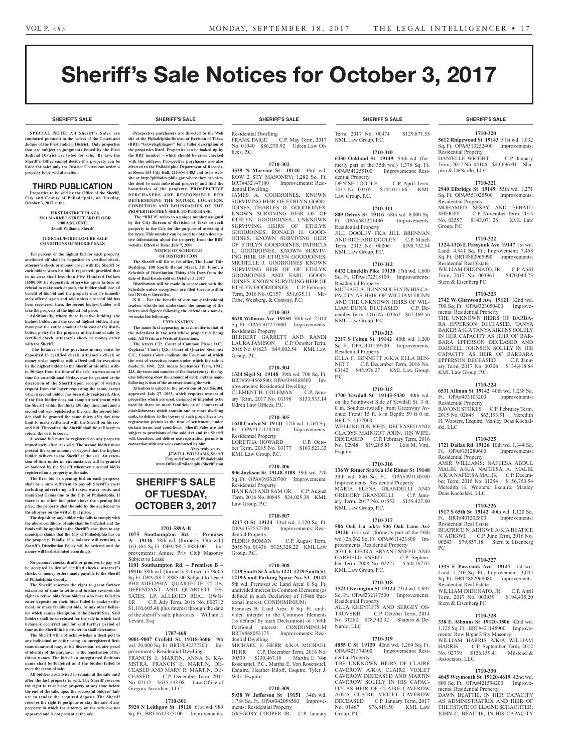# Sheriff's Sale Notices for October 3, 2017

## SHERIFF'S SALE

**SPECIAL NOTE: All Sheriff's Sales are conducted pursuant to the orders of the Courts and Judges of the First Judicial District. Only properties that are subject to judgments issued by the First Judicial District are listed for sale. By law, the Sheriff's Office cannot decide if a property can be listed for sale; only the District Courts can order a property to be sold at auction.**

## THIRD PUBLICATION

**Properties to be sold by the Office of the Sheriff, City and County of Philadelphia, on Tuesday, October 3, 2017 at the:**

**FIRST DISTRICT PLAZA**
**3801 MARKET STREET, 3RD FLOOR**
**9:00 A.M. (EDT)**
**Jewell Williams, Sheriff**

**JUDICIAL/FORECLOSURE SALE CONDITIONS OF SHERIFF SALE**

**Ten percent of the highest bid for each property auctioned off shall be deposited in certified check, attorney's check or money order with the Sheriff by each bidder when his bid is registered, provided that in no case shall less than Five Hundred Dollars ($500.00) be deposited, otherwise upon failure or refusal to make such deposit, the bidder shall lose all benefit of his bid and the property may be immediately offered again and sold unless a second bid has been registered, then, the second highest bidder will take the property at the highest bid price.**

**Additionally, where there is active bidding, the highest bidder, and the second highest bidder, if any must post the entire amount of the cost of the distribution policy for the property at the time of sale by certified check, attorney's check or money order with the Sheriff**

**The balance of the purchase money must be deposited in certified check, attorney's check or money order together with a Deed poll for execution by the highest bidder to the Sheriff at his office within 30 days from the time of the sale. An extension of time for an additional 30 days may be granted at the discretion of the Sheriff upon receipt of written request from the buyer requesting the same, except when a second bidder has been duly registered. Also, if the first bidder does not complete settlement with the Sheriff within the thirty (30) day time limit and a second bid was registered at the sale, the second bidder shall be granted the same thirty (30) day time limit to make settlement with the Sheriff on his second bid. Thereafter, the Sheriff shall be at liberty to return the writ to court.**

**A second bid must be registered on any property immediately after it is sold. The second bidder must present the same amount of deposit that the highest bidder delivers to the Sheriff at the sale. An extension of time under no circumstances will be granted or honored by the Sheriff whenever a second bid is registered on a property at the sale.**

**The first bid or opening bid on each property shall be a sum sufficient to pay all Sheriff's costs including advertising, all taxes, water rents and municipal claims due to the City of Philadelphia. If there is no other bid price above the opening bid price, the property shall be sold by the auctioneer to the attorney on the writ at that price.**

**The deposit by any bidder who fails to comply with the above conditions of sale shall be forfeited and the funds will be applied to the Sheriff's cost, then to any municipal claims that the City of Philadelphia has on the property. Finally, if a balance still remains, a Sheriff's Distribution Policy will be ordered and the money will be distributed accordingly.**

**No personal checks, drafts or promises to pay will be accepted in lieu of certified checks, attorney's checks or money orders made payable to the Sheriff of Philadelphia County.**

**The Sheriff reserves the right to grant further extensions of time to settle and further reserves the right to refuse bids from bidders who have failed to enter deposits on their bids, failed to make settlement, or make fraudulent bids, or any other behavior which causes disruption of the Sheriff Sale. Said bidders shall be so refused for the sale in which said behavior occurred and for said further period of time as the Sheriff in his discretion shall determine.**

**The Sheriff will not acknowledge a deed poll to any individual or entity using an unregistered fictitious name and may, at his discretion, require proof of identity of the purchaser or the registration of fictitious names. The bid of an unregistered fictitious name shall be forfeited as if the bidder failed to meet the terms of sale.**

**All bidders are advised to remain at the sale until after the last property is sold. The Sheriff reserves the right to re-sell any property at any time before the end of the sale, upon the successful bidders' failure to tender the required deposit. The Sheriff reserves the right to postpone or stay the sale of any property in which the attorney on the writ has not appeared and is not present at the sale**

**Prospective purchasers are directed to the Web site of the Philadelphia Bureau of Revision of Taxes, (BRT) "brtweb.phila.gov" for a fuller description of the properties listed. Properties can be looked up by the BRT number – which should be cross checked with the address. Prospective purchasers are also directed to the Philadelphia Department of Records, at Room 154 City Hall, 215-686-1483 and to its website at http://philadox.phila.gov where they can view the deed to each individual property and find the boundaries of the property. PROSPECTIVE PURCHASERS ARE RESPONSIBLE FOR DETERMINING THE NATURE, LOCATION, CONDITION AND BOUNDARIES OF THE PROPERTIES THEY SEEK TO PURCHASE.**

**The "BRT #" refers to a unique number assigned by the City Bureau of Revision of Taxes to each property in the City for the purpose of assessing it for taxes. This number can be used to obtain descriptive information about the property from the BRT website. Effective Date: July 7, 2006**

**NOTICE OF SCHEDULE OF DISTRIBUTION**

**The Sheriff will file in his office, The Land Title Building, 100 South Broad Street, 5th Floor, a Schedule of Distribution Thirty (30) Days from the date of Real Estate sold on October 3, 2017**

**Distribution will be made in accordance with the Schedule unless exceptions are filed thereto within ten (10) days thereafter.**

**N.B. - For the benefit of our non-professional readers who do not understand the meaning of the letters and figures following the defendant's names, we make the following.**

**EXPLANATION**

**The name first appearing in each notice is that of the defendant in the writ whose property is being sold. All Writs are Writs of Executions.**

**The letters C.P., Court of Common Pleas; O.C., Orphans' Court; Q.S., Court of Quarter Sessions; C.C., County Court - indicate the Court out of which the writ of execution issues under which the sale is made: S. 1941. 223. means September Term, 1941. 223, the term and number of the docket entry; the figures following show the amount of debt; and the name following is that of the attorney issuing the writ.**

**Attention is called to the provisions of Act No.104, approved July 27, 1955, which requires owners of properties which are used, designed or intended to be used by three or more families, or of commercial establishments which contain one or more dwelling units, to deliver to the buyers of such properties a use registration permit at the time of settlement, under certain terms and conditions. Sheriff Sales are not subject to provisions of the said Act and the Sheriff will, therefore, not deliver use registration permits in connection with any sales conducted by him.**

**Very truly yours,**
**JEWELL WILLIAMS, Sheriff**
**City and County of Philadelphia**
**www.OfficeofPhiladelphiaSheriff.com**

## SHERIFF'S SALE OF TUESDAY, OCTOBER 3, 2017

**1701-589A-B**

**1075 Southampton Rd. – Premises A – 19116** 58th wd. (formerly 35th wd.) 163,104 Sq Ft OPA#88-2-8884-00 Improvements: Amuse Priv Club Masonry Subject to Lease

**1101 Southampton Rd. – Premises B – 19116** 58th wd. (formerly 35th wd.) 778605 Sq Ft OPA#88-2-8885-00 Subject to Lease PHILADELPHIA QUARTETTE CLUB, DEFENDANT AND QUARTETT ESTATES, LP, ALLEGED REAL OWNER C.P. July Term, 2016 No. 002712 $1,110,605.40 plus interest through the date of the sheriff's sale, plus costs William J. Levant, Esq.

**1707-468**

**9001-9007 Crefeld St. 19118-3606** 9th wd. 20,000 Sq Ft BRT#092277200 Improvements: Residential Dwelling
FRANCIS J. MARTIN, ANNA S. KAMSTRA, FRANCIS E. MARTIN, DECEASED AND MARY R. MARTIN, DECEASED C.P. December Term, 2011 No. 02112 $635,153.08 Law Office of Gregory Javardian, LLC

**1710-301**

**5920 N Leithgow St 19120** 61st wd. 989 Sq. Ft. BRT#612355100 Improvements: Residential Dwelling
FRANK PAIGE C.P. May Term, 2017 No. 01940 $86,270.92 Udren Law Offices, P.C.

**1710-302**

**3539 N Marvine St 19140** 43rd wd. ROW 2 STY MASONRY; 1,282 Sq. Ft. BRT#432147100 Improvements: Residential Dwelling
JAMES A. GOODJOINES, KNOWN SURVIVING HEIR OF ETHLYN GOODJOINES, CHARLES O. GOODJOINES, KNOWN SURVIVING HEIR OF OF ETHLYN GOODJOINES, UNKNOWN SURVIVING HEIRS OF ETHLYN GOODJOINES, RONALD H. GOODJOINES, KNOWN SURVIVING HEIR OF ETHLYN GOODJOINES, PATRICIA L. GOODJOINES, KNOWN SURVIVING HEIR OF ETHLYN GOODJOINES, MICHELLE J. GOODJOINES KNOWN SURVIVING HEIR OF OF ETHLYN GOODJOINES AND EARL GOODJOINES, KNOWN SURVIVING HEIR OF ETHLYN GOODJOINES C.P. February Term, 2016 No. 02157 $51,635.11 McCabe, Weisberg, & Conway, P.C.

**1710-303**

**8620 Williams Ave 19150** 50th wd. 2,014 Sq. Ft. OPA#502255600 Improvements: Residential Property
HERBERT GARRETT AND RANDI LAURA JAMISON C.P. October Term, 2016 No. 01623 $49,002.54 KML Law Group, P.C.

**1710-304**

**1324 Sigel St 19148** 39th wd. 700 Sq. Ft. BRT#39-4568500; OPA#394568500 Improvements: Residential Dwelling
CLEMENT H. COLEMAN C.P. January Term, 2017 No. 01198 $133,933.14 Udren Law Offices, P.C.

**1710-305**

**1620 Conlyn St 19141** 17th wd. 1,760 Sq. Ft. OPA#171128200 Improvements: Residential Property
LORETHA HOWARD C.P. October Term, 2015 No. 03177 $103,523.33 KML Law Group, P.C.

**1710-306**

**806 Jackson St 19148-3108** 39th wd. 770 Sq. Ft. OPA#393320700 Improvements: Residential Property
HAN KAO AND SAM OR C.P. August Term, 2016 No. 00845 $24,025.38 KML Law Group, P.C.

**1710-307**

**4217 O St 19124** 33rd wd. 1,120 Sq. Ft. OPA#332552700 Improvements: Residential Property
PEDRO ROMAN C.P. August Term, 2016 No. 01436 $125,328.22 KML Law Group, P.C.

**1710-308**

**1219 South St A a/k/a 1221-1229 South St, 1219A and Parking Space No. 53 19147** 5th wd. Premises A: Land Area: 0 Sq. Ft. undivided interest in Common Elements (as defined in such Declarion) of 1/54th fractional interest; CONDOMINIUM;
Premises B: Land Area: 0 Sq. Ft. undivided interest in the Common Elements (as defined by such Declaration) of 1/69th fractional interest; CONDOMINIUM BRT#888053175 Improvements: Residential Dwelling
MICHAEL E. HERR A/K/A MICHAEL HERR C.P. December Term, 2016 No. 00539 $130,467.18 Martha E. Von Rosenstiel, P.C., Martha E. Von Rosenstiel, Esquire, Heather Riloff, Esquire, Tyler J. Wilk, Esquire

**1710-309**

**5938 W Jefferson St 19151** 34th wd. 1,788 Sq. Ft. OPA#342058500 Improvements: Residential Property
GREGORY COOPER JR. C.P. January Term, 2017 No. 00474 $129,871.55 KML Law Group, P.C.

**1710-310**

**6330 Oakland St 19149** 54th wd. (formerly part of the 35th wd.) 1,378 Sq. Ft. OPA#541255100 Improvements: Residential Property
DENISE TOOTLE C.P. April Term, 2015 No. 03105 $144,021.66 KML Law Group, P.C.

**1710-311**

**809 Delray St 19116** 58th wd. 6,000 Sq. Ft. OPA#582221400 Improvements: Residential Property
JILL DOOLEY FKA JILL BRENNAN AND RICHARD DOOLEY C.P. March Term, 2013 No. 00206 $398,732.54 KML Law Group, P.C.

**1710-312**

**6432 Limekiln Pike 19138** 17th wd. 1,600 Sq. Ft. OPA#172318100 Improvements: Residential Property
MICHAEL A. DUNN SOLELY IN HIS CAPACITY AS HEIR OF WILLIAM DUNN AND THE UNKNOWN HEIRS OF WILLIAM DUNN, DECEASED C.P. December Term, 2016 No. 03362 $67,469.56 KML Law Group, P.C.

**1710-313**

**2217 S Felton St 19142** 40th wd. 1,200 Sq. Ft. OPA#401159700 Improvements: Residential Property
ELLA F. BENNETT A/K/A ELLA BENNETT C.P. December Term, 2016 No. 03142 $45,976.27 KML Law Group, P.C.

**1710-315**

**1700 Yewdall St 19143-5430** 40th wd. on the Southwest Side of Yewdall St. 3 ft. 0 in. Southeastwardly from Greenway Avenue; Front: 15 ft. 6 in Depth: 59 ft 0 in. BRT#514172000
WELLINGTON JOHN, DECEASED AND GLADYS MAINGOT JOHN, HIS WIFE, DECEASED C.P. February Term, 2016 No. 02948 $19,205.81 Lois M. Vitti, Esquire

**1710-316**

**136 W Ritner St a/k/a 136 Ritner St 19148** 39th wd. 840 Sq. Ft. OPA#391130100 Improvements: Residential Property
MARIA ELENA GRANDELLI AND GREGORY GRANDELLI C.P. January Term, 2017 No. 01552 $159,427.80 KML Law Group, P.C.

**1710-317**

**506 Oak Ln a/k/a 506 Oak Lane Ave 19126** 61st wd. (formerly part of the 50th wd.) 26,062 Sq. Ft. OPA#611421800 Improvements: Residential Property
JOYCE LEORA BRYANT-SNEED AND GARFIELD SNEED C.P. September Term, 2008 No. 02227 $260,762.05 KML Law Group, P.C.

**1710-318**

**1522 Overington St 19124** 23rd wd. 1,697 Sq. Ft. OPA#232117500 Improvements: Residential Property
ALLA KHEYFETS AND SERGEY OSTROVSKII C.P. October Term, 2014 No. 01262 $78,342.32 Shapiro & DeNardo, LLC

**1710-319**

**4855 C St 19120** 42nd wd. 1,260 Sq. Ft. OPA#421374300 Improvements: Residential Property
THE UNKNOWN HEIRS OF CLAIRE CAVEROW A/K/A CLAIRE VIOLET CAVEROW DECEASED AND MARTIN CAVEROW SOLELY IN HIS CAPACITY AS HEIR OF CLAIRE CAVEROW A/K/A CLAIRE VIOLET CAVEROW DECEASED C.P. January Term, 2017 No. 01467 $76,819.50 KML Law Group, P.C.

**1710-320**

**5612 Ridgewood St 19143** 51st wd. 1,032 Sq. Ft. OPA#513252400 Improvements: Residential Property
DANIELLE WRIGHT C.P. January Term, 2017 No. 04106 $43,696.01 Shapiro & DeNardo, LLC

**1710-321**

**2940 Elbridge St 19149** 55th wd. 1,271 Sq. Ft. OPA#551025500 Improvements: Residential Property
MOHAMED SESAY AND SEBATU SHERIFF C.P. November Term, 2014 No. 02557 $143,071.28 KML Law Group, P.C.

**1710-322**

**1324-1326 E Passyunk Ave 19147** 1st wd. Land: 4,341 Sq. Ft.; Improvement: 7,458 Sq. Ft. BRT#882965990 Improvements: Residential Real Estate
WILLIAM DIDONATO, JR. C.P. April Term, 2017 No. 003961 $470,044.73 Stern & Eisenberg PC

**1710-323**

**2742 W Glenwood Ave 19121** 32nd wd. 700 Sq. Ft. OPA#323050400 Improvements: Residential Property
THE UNKNOWN HEIRS OF BARBARA EPPERSON DECEASED, TANYA BAKER A/K/A TANYA AIKENS SOLELY IN HER CAPACITY AS HEIR OF BARBARA EPPERSON DECEASED AND DARCELL JOHNSON SOLELY IN HIS CAPACITY AS HEIR OF BARBARA EPPERSON DECEASED C.P. January Term, 2017 No. 00306 $134,418.84 KML Law Group, P.C.

**1710-324**

**6531 Allman St 19142** 40th wd. 1,238 Sq. Ft. OPA#403103200 Improvements: Residential Property
RAVONE STOKES C.P. February Term, 2015 No. 02848 $63,193.51 Meredith H. Wooters, Esquire; Manley Deas Kochalski, LLC

**1710-325**

**1721 Dallas Rd 19126** 10th wd. 1,344 Sq. Ft. OPA#101289600 Improvements: Residential Property
AMIR WILLIAMS; NAFEESA ABDUL MALIK A/K/A NAFEESA A. MALIK A/K/A NAFEESA MALIK C.P. December Term, 2015 No. 01254 $156,750.54 Meredith H. Wooters, Esquire; Manley Deas Kochalski, LLC

**1710-326**

**1917 S 65th St 19142** 40th wd. 1,120 Sq. Ft. BRT#401202800 Improvements: Residential Real Estate
BEATRICE N. ADIGWE A/K/A BEATICE N. ADIGWE C.P. June Term, 2016 No. 00243 $79,857.18 Stern & Eisenberg PC

**1710-327**

**1335 E Passyunk Ave 19147** 1st wd. Land: 1,710 Sq. Ft.; Improvement: 3,045 Sq. Ft. BRT#882968080 Improvements: Residential Real Estate
WILLIAM DIDONATO, JR C.P. April Term, 2017 No. 003959 $194,435.20 Stern & Eisenberg PC

**1710-328**

**338 E. Albanus St 19120-3506** 42nd wd. 1,125 Sq. Ft. BRT#421148900 Improvements: Row B/gar 2 Sty Masonry
WILLIAM HARRIS A/K/A WILLIAM HARRIS C.P. September Term, 2012 No. 02739 $126,159.41 Milstead & Associates, LLC

**1710-330**

**4645 Weymouth St 19120-4619** 42nd wd. 800 Sq. Ft. OPA#421594200 Improvements: Residential Property
DAWN BEATTIE, IN HER CAPACITY AS ADMINISTRATRIX AND HEIR OF THE ESTATE OF ELAINE SCHACHTER; JOHN C. BEATTIE, IN HIS CAPACITY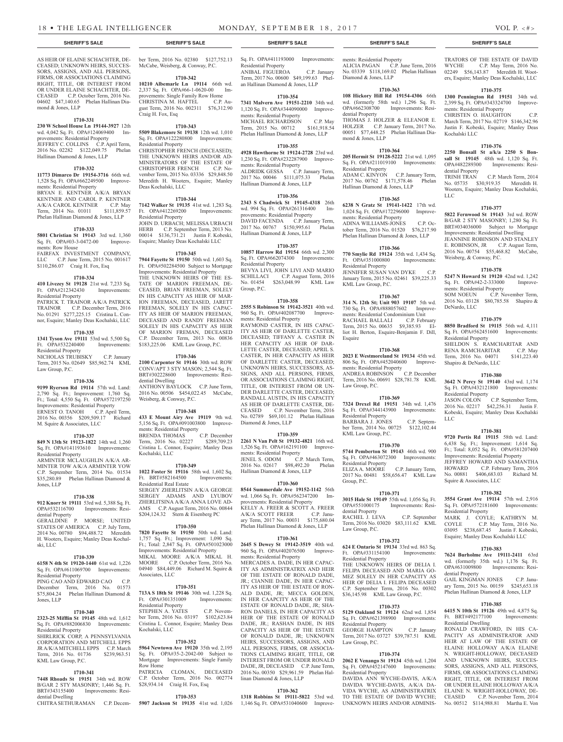AS HEIR OF ELAINE SCHACHTER, DECEASED; UNKNOWN HEIRS, SUCCESSORS, ASSIGNS, AND ALL PERSONS, FIRMS, OR ASSOCIATIONS CLAIMING RIGHT, TITLE, OR INTEREST FROM OR UNDER ELAINE SCHACHTER, DECEASED C.P. October Term, 2016 No. 04602 $47,140.65 Phelan Hallinan Diamond & Jones, LLP

**1710-331**

**230 W School House Ln 19144-3927** 12th wd. 4,042 Sq. Ft. OPA#124069400 Improvements: Residential Property
JEFFREY C. COLLINS C.P. April Term, 2016 No. 02282 $122,049.75 Phelan Hallinan Diamond & Jones, LLP

**1710-332**

**11773 Dimarco Dr 19154-3716** 66th wd. 1,528 Sq. Ft. OPA#662249500 Improvements: Residential Property
BRYAN E. KENTNER A/K/A BRYAN KENTNER AND CAROL P. KENTNER A/K/A CAROL KENTNER C.P. May Term, 2014 No. 01011 $111,859.57 Phelan Hallinan Diamond & Jones, LLP

**1710-333**

**5801 Christian St 19143** 3rd wd. 1,360 Sq. Ft. OPA#03-3-0472-00 Improvements: Row House
FAIRFAX INVESTMENT COMPANY, LLC C.P. June Term, 2015 No. 001617 $110,286.07 Craig H. Fox, Esq

**1710-334**

**410 Livezey St 19128** 21st wd. 7,233 Sq. Ft. OPA#212342430 Improvements: Residential Property
PATRICK T. TRAINOR A/K/A PATRICK TRAINOR C.P. December Term, 2016 No. 01291 $277,225.15 Cristina L. Connor, Esquire; Manley Deas Kochalski LLC

**1710-335**

**1341 Tyson Ave 19111** 53rd wd. 5,500 Sq. Ft. OPA#532240400 Improvements: Residential Property
NICHOLAS TRUBISKY C.P. January Term, 2015 No. 02649 $85,962.74 KML Law Group, P.C.

**1710-336**

**9199 Ryerson Rd 19114** 57th wd. Land: 2,790 Sq. Ft.; Improvement: 1,760 Sq. Ft.; Total: 4,550 Sq. Ft. OPA#572197250 Improvements: Residential Property
ERNEST O. TANOH C.P. April Term, 2016 No. 00356 $209,509.17 Richard M. Squire & Associates, LLC

**1710-337**

**849 N 13th St 19123-1822** 14th wd. 1,260 Sq. Ft. OPA#141193610 Improvements: Residential Property
ARMINTER MCLAUGHLIN A/K/A ARMINTER TOW A/K/A ARMINTER YOW C.P. September Term, 2014 No. 01534 $35,280.89 Phelan Hallinan Diamond & Jones, LLP

**1710-338**

**912 Knorr St 19111** 53rd wd. 5,388 Sq. Ft. OPA#532116700 Improvements: Residential Property
GERALDINE P. MORSE; UNITED STATES OF AMERICA C.P. July Term, 2014 No. 00780 $94,488.72 Meredith H. Wooters, Esquire; Manley Deas Kochalski, LLC

**1710-339**

**6158 N 4th St 19120-1440** 61st wd. 1,226 Sq. Ft. OPA#611069700 Improvements: Residential Property
PING CAO AND EDWARD CAO C.P. December Term, 2016 No. 01573 $75,804.24 Phelan Hallinan Diamond & Jones, LLP

**1710-340**

**2323-25 Mifflin St 19145** 48th wd. 1,612 Sq. Ft. OPA#882006830 Improvements: Residential Property
SHIRLRICK CORP, A PENNSYLVANIA CORPORATION AND MITCHELL EPPS JR A/K/A MITCHELL EPPS C.P. March Term, 2016 No. 01736 $239,963.51 KML Law Group, P.C.

**1710-341**

**7448 Rhoads St 19151** 34th wd. ROW B/GAR 2 STY MASONRY; 1,446 Sq. Ft. BRT#343155400 Improvements: Residential Dwelling
CHITRA SETHURAMAN C.P. December Term, 2016 No. 02380 $127,752.13 McCabe, Weisberg, & Conway, P.C.

**1710-342**

**10210 Albemarle Ln 19114** 66th wd. 2,337 Sq. Ft. OPA#66-1-0620-00 Improvements: Single Family Row Home
CHRISTINA M. HAFTEL C.P. August Term, 2016 No. 002311 $76,312.90 Craig H. Fox, Esq

**1710-343**

**5509 Blakemore St 19138** 12th wd. 1,010 Sq. Ft. OPA#122280800 Improvements: Residential Property
CHRISTOPHER FRENCH (DECEASED); THE UNKNOWN HEIRS AND/OR ADMINISTRATORS OF THE ESTATE OF CHRISTOPHER FRENCH C.P. November Term, 2015 No. 03336 $29,848.50 Meredith H. Wooters, Esquire; Manley Deas Kochalski, LLC

**1710-344**

**7142 Walker St 19135** 41st wd. 1,283 Sq. Ft. OPA#412269200 Improvements: Residential Property
JOHN D. URBACH; MELISSA URBACH HERB C.P. September Term, 2013 No. 00014 $136,731.21 Justin F. Kobeski, Esquire; Manley Deas Kochalski LLC

**1710-345**

**7944 Fayette St 19150** 50th wd. 1,603 Sq. Ft. OPA#502284500 Subject to Mortgage Improvements: Residential Property
THE UNKNOWN HEIRS OF THE ESTATE OF MARION FREEMAN, DECEASED, BRIAN FREEMAN, SOLELY IN HIS CAPACITY AS HEIR OF MARION FREEMAN, DECEASED, JARETT FREEMAN, SOLELY IN HIS CAPACITY AS HEIR OF MARION FREEMAN, DECEASED AND RANDY FREEMAN SOLELY IN HIS CAPACITY AS HEIR OF MARION FREEMAN, DECEASED C.P. December Term, 2013 No. 00836 $183,225.06 KML Law Group, P.C.

**1710-346**

**2100 Carpenter St 19146** 30th wd. ROW CONV/APT 3 STY MASON; 2,544 Sq. Ft. BRT#302228600 Improvements: Residential Dwelling
ANTHONY BAYLOCK C.P. June Term, 2016 No. 00506 $454,022.45 McCabe, Weisberg, & Conway, P.C.

**1710-348**

**433 E Mount Airy Ave 19119** 9th wd. 5,156 Sq. Ft. OPA#091003800 Improvements: Residential Property
BRENDA THOMAS C.P. December Term, 2016 No. 02227 $289,709.23 Cristina L. Connor, Esquire; Manley Deas Kochalski, LLC

**1710-349**

**1022 Foster St 19116** 58th wd. 1,602 Sq. Ft. BRT#582164500 Improvements: Residential Real Estate
SERGEY ZHERLITSIN A/K/A GEORGE SERGEY ADAMS AND LYUBOV ZHERLITSINA A/K/A ANNA LOVE ADAMS C.P. August Term, 2016 No. 00844 $204,124.32 Stern & Eisenberg PC

**1710-350**

**7820 Fayette St 19150** 50th wd. Land: 1,757 Sq. Ft.; Improvement: 1,090 Sq. Ft.; Total: 2,847 Sq. Ft. OPA#501023000 Improvements: Residential Property
MIKAL MOORE A/K/A MIKAL H. MOORE C.P. October Term, 2016 No. 04940 $84,449.06 Richard M. Squire & Associates, LLC

**1710-351**

**713A S 18th St 19146** 30th wd. 1,228 Sq. Ft. OPA#301351009 Improvements: Residential Property
STEPHEN A. YATES C.P. November Term, 2016 No. 03197 $102,623.84 Cristina L. Connor, Esquire; Manley Deas Kochalski, LLC

**1710-352**

**5964 Newtown Ave 19120** 35th wd. 2,195 Sq. Ft. OPA#35-2-2042-00 Subject to Mortgage Improvements: Single Family Row Home
PATRICIA CLOMAN, DECEASED C.P. October Term, 2016 No. 002774 $28,934.14 Craig H. Fox, Esq

**1710-353**

**5907 Jackson St 19135** 41st wd. 1,026 Sq. Ft. OPA#411193000 Improvements: Residential Property
ANIBAL FIGUEROA C.P. January Term, 2017 No. 00600 $49,199.63 Phelan Hallinan Diamond & Jones, LLP

**1710-354**

**7341 Malvern Ave 19151-2210** 34th wd. 1,120 Sq. Ft. OPA#344090000 Improvements: Residential Property
MICHAEL RICHARDSON C.P. May Term, 2015 No. 00712 $161,918.54 Phelan Hallinan Diamond & Jones, LLP

**1710-355**

**4928 Hawthorne St 19124-2728** 23rd wd. 1,230 Sq. Ft. OPA#232287900 Improvements: Residential Property
ALDRIDK GESSA C.P. January Term, 2017 No. 00046 $111,075.33 Phelan Hallinan Diamond & Jones, LLP

**1710-356**

**2343 S Chadwick St 19145-4318** 26th wd. 994 Sq. Ft. OPA#261316400 Improvements: Residential Property
DAVID FACENDA C.P. January Term, 2017 No. 00767 $150,995.61 Phelan Hallinan Diamond & Jones, LLP

**1710-357**

**10857 Harrow Rd 19154** 66th wd. 2,300 Sq. Ft. OPA#662074300 Improvements: Residential Property
BEVYA LIVI, JOHN LIVI AND MARIO SCHILLACI C.P. August Term, 2016 No. 01454 $263,048.99 KML Law Group, P.C.

**1710-358**

**2555 S Robinson St 19142-3521** 40th wd. 960 Sq. Ft. OPA#402087700 Improvements: Residential Property
RAYMOND CASTER, IN HIS CAPACITY AS HEIR OF DARLETTE CASTER, DECEASED; TIFFANY A. CASTER IN HER CAPACITY AS HEIR OF DARLETTE CASTER, DECEASED; APRIL S. CASTER, IN HER CAPACITY AS HEIR OF DARLETTE CASTER, DECEASED; UNKNOWN HEIRS, SUCCESSORS, ASSIGNS, AND ALL PERSONS, FIRMS, OR ASSOCIATIONS CLAIMING RIGHT, TITLE, OR INTEREST FROM OR UNDER DARLETTE CASTER, DECEASED; RANDALL AUSTIN, IN HIS CAPACITY AS HEIR OF DARLETTE CASTER, DECEASED C.P. November Term, 2016 No. 02789 $69,101.12 Phelan Hallinan Diamond & Jones, LLP

**1710-359**

**2261 N Van Pelt St 19132-4821** 16th wd. 1,526 Sq. Ft. OPA#162191100 Improvements: Residential Property
JENEL S. ODOM C.P. March Term, 2016 No. 02617 $98,492.20 Phelan Hallinan Diamond & Jones, LLP

**1710-360**

**8544 Summerdale Ave 19152-1142** 56th wd. 1,066 Sq. Ft. OPA#562347200 Improvements: Residential Property
KELLY A. FREER & SCOTT A. FREER A/K/A SCOTT FREER C.P. January Term, 2017 No. 00031 $175,680.04 Phelan Hallinan Diamond & Jones, LLP

**1710-361**

**2645 S Dewey St 19142-3519** 40th wd. 960 Sq. Ft. OPA#402076500 Improvements: Residential Property
MERCADES A. DADE, IN HER CAPACITY AS ADMINISTRATRIX AND HEIR OF THE ESTATE OF RONALD DADE, JR.; CIANNIE DADE, IN HER CAPACITY AS HEIR OF THE ESTATE OF RONALD DADE, JR; MECCA GOLDEN, IN HER CAAPCITY AS HEIR OF THE ESTATE OF RONALD DADE, JR; SHARON DANIELS, IN HER CAPACITY AS HEIR OF THE ESTATE OF RONALD DADE, JR; RASHAN DADE, IN HIS CAPACITY AS HEIR OF THE ESTATE OF RONALD DADE, JR; UNKNOWN HEIRS, SUCCESSORS, ASSIGNS, AND ALL PERSONS, FIRMS, OR ASSOCIATIONS CLAIMING RIGHT, TITLE, OR INTEREST FROM OR UNDER RONALD DADE, JR, DECEASED C.P. June Term, 2016 No. 00350 $29,961.59 Phelan Hallinan Diamond & Jones, LLP

**1710-362**

**1318 Robbins St 19111-5822** 53rd wd. 1,146 Sq. Ft. OPA#531040600 Improvements: Residential Property
ALICIA PAGAN C.P. June Term, 2016 No. 03339 $118,169.02 Phelan Hallinan Diamond & Jones, LLP

**1710-363**

**108 Hickory Hill Rd 19154-4306** 66th wd. (formerly 58th wd.) 1,296 Sq. Ft. OPA#662308700 Improvements: Residential Property
THOMAS J. HOLZER & ELEANOR E. HOLZER C.P. January Term, 2017 No. 00051 $77,448.25 Phelan Hallinan Diamond & Jones, LLP

**1710-364**

**205 Hermit St 19128-5222** 21st wd. 1,095 Sq. Ft. OPA#211019100 Improvements: Residential Property
ADAM C. KINYON C.P. January Term, 2017 No. 00762 $171,578.46 Phelan Hallinan Diamond & Jones, LLP

**1710-365**

**6238 N Gratz St 19141-1422** 17th wd. 1,024 Sq. Ft. OPA#172296000 Improvements: Residential Property
ADINA WILLIAMS-JONES C.P. October Term, 2016 No. 01520 $76,217.90 Phelan Hallinan Diamond & Jones, LLP

**1710-366**

**770 Smylie Rd 19124** 35th wd. 1,434 Sq. Ft. OPA#351000800 Improvements: Residential Property
JENNIFER SUSAN VAN DYKE C.P. January Term, 2015 No. 02461 $39,225.33 KML Law Group, P.C.

**1710-367**

**314 N. 12th St; Unit 903 19107** 5th wd. 730 Sq. Ft. OPA#888057602 Improvements: Residential Condominium Unit
RACHAEL BALLALI C.P. February Term, 2015 No. 00635 $9,385.93 Elliot H. Berton, Esquire-Benjamin F. Dill, Esquire

**1710-368**

**2023 E Westmoreland St 19134** 45th wd. 806 Sq. Ft. OPA#452040600 Improvements: Residential Property
ANDREA ROBINSON C.P. December Term, 2016 No. 00691 $28,781.78 KML Law Group, P.C.

**1710-369**

**7324 Drexel Rd 19151** 34th wd. 1,476 Sq. Ft. OPA#344143900 Improvements: Residential Property
BARBARA J. JONES C.P. September Term, 2014 No. 00725 $122,102.44 KML Law Group, P.C.

**1710-370**

**5744 Pemberton St 19143** 46th wd. 900 Sq. Ft. OPA#463072300 Improvements: Residential Property
ELIZA A. MOORE C.P. January Term, 2017 No. 00481 $58,656.47 KML Law Group, P.C.

**1710-371**

**3015 Hale St 19149** 55th wd. 1,056 Sq. Ft. OPA#551000175 Improvements: Residential Property
RACHEL J. LEVA C.P. September Term, 2016 No. 03020 $83,111.62 KML Law Group, P.C.

**1710-372**

**624 E Ontario St 19134** 33rd wd. 863 Sq. Ft. OPA#331154100 Improvements: Residential Property
THE UNKNOWN HEIRS OF DELIA I. FELIPA DECEASED AND MARIA GOMEZ SOLELY IN HER CAPACITY AS HEIR OF DELIA I. FELIPA DECEASED C.P. September Term, 2016 No. 00302 $36,145.98 KML Law Group, P.C.

**1710-373**

**5129 Oakland St 19124** 62nd wd. 1,854 Sq. Ft. OPA#621398900 Improvements: Residential Property
GEORGE HAMPTON C.P. January Term, 2017 No. 03727 $39,787.51 KML Law Group, P.C.

**1710-374**

**2062 E Venango St 19134** 45th wd. 1,204 Sq. Ft. OPA#452147600 Improvements: Residential Property
DAVIDA ANN WYCHE-DAVIS, A/K/A DAVIDA WYCHE-DAVIS, A/K/A DAVIDA WYCHE, AS ADMINISTRATRIX TO THE ESTATE OF DAVID WYCHE; UNKNOWN HEIRS AND/OR ADMINISTRATORS OF THE ESTATE OF DAVID WYCHE C.P. May Term, 2016 No. 02249 $56,143.87 Meredith H. Wooters, Esquire; Manley Deas Kochalski, LLC

**1710-375**

**1300 Pennington Rd 19151** 34th wd. 2,399 Sq. Ft. OPA#343324700 Improvements: Residential Property
CHRISTEN O. HAUGHTON C.P. March Term, 2017 No. 02719 $146,342.96 Justin F. Kobeski, Esquire; Manley Deas Kochalski LLC

**1710-376**

**2250 Bonsall St a/k/a 2250 S Bonsall St 19145** 48th wd. 1,120 Sq. Ft. OPA#482289300 Improvements: Residential Property
TRINH TRAN C.P. March Term, 2014 No. 05735 $30,919.35 Meredith H. Wooters, Esquire; Manley Deas Kochalski, LLC

**1710-377**

**5822 Fernwood St 19143** 3rd wd. ROW B/GAR 2 STY MASONRY; 1,280 Sq. Ft. BRT#034036000 Subject to Mortgage Improvements: Residential Dwelling
JEANNINE ROBINSON AND STANLEY E. ROBINSON, JR C.P. August Term, 2016 No. 00754 $55,468.82 McCabe, Weisberg, & Conway, P.C.

**1710-378**

**5247 N Howard St 19120** 42nd wd. 1,242 Sq. Ft. OPA#42-2-333000 Improvements: Residential Property
SOM NOEUN C.P. November Term, 2016 No. 03128 $80,785.58 Shapiro & DeNardo, LLC

**1710-379**

**8850 Bradford St 19115** 56th wd. 4,111 Sq. Ft. OPA#562451600 Improvements: Residential Property
SHELDON S. RAMCHARITAR AND RENA RAMCHARITAR C.P. May Term, 2016 No. 04071 $141,223.40 Shapiro & DeNardo, LLC

**1710-380**

**3642 N Percy St 19140** 43rd wd. 1,174 Sq. Ft. OPA#432121800 Improvements: Residential Property
JASON COLON C.P. September Term, 2016 No. 02217 $42,256.31 Justin F. Kobeski, Esquire; Manley Deas Kochalski LLC

**1710-381**

**9720 Portis Rd 19115** 58th wd. Land: 6,438 Sq. Ft.; Improvement: 1,614 Sq. Ft.; Total: 8,052 Sq. Ft. OPA#581207400 Improvements: Residential Property
JEFFREY HOWARD AND SAMANTHA HOWARD C.P. February Term, 2016 No. 00881 $406,683.03 Richard M. Squire & Associates, LLC

**1710-382**

**3554 Grant Ave 19114** 57th wd. 2,916 Sq. Ft. OPA#572181600 Improvements: Residential Property
MARK J. COYLE; KATHRYN M. COYLE C.P. May Term, 2016 No. 03095 $238,687.45 Justin F. Kobeski, Esquire; Manley Deas Kochalski LLC

**1710-383**

**7624 Burholme Ave 19111-2411** 63rd wd. (formerly 35th wd.) 1,176 Sq. Ft. OPA#631009800 Improvements: Residential Property
GAIL KINGMAN JONES C.P. January Term, 2015 No. 00159 $245,653.18 Phelan Hallinan Diamond & Jones, LLP

**1710-385**

**6415 N 10th St 19126** 49th wd. 4,875 Sq. Ft. BRT#492177100 Improvements: Residential Dwelling
RONALD CRAWFORD, IN HIS CAPACITY AS ADMINISTRATOR AND HEIR AT LAW OF THE ESTATE OF ELAINE HOLLOWAY A/K/A ELAINE N. WRIGHT-HOLLOWAY, DECEASED AND UNKNOWN HEIRS, SUCCESSORS, ASSIGNS, AND ALL PERSONS, FIRMS, OR ASSOCIATIONS CLAIMING RIGHT, TITLE, OR INTEREST FROM OR UNDER ELAINE HOLLOWAY A/K/A ELAINE N. WRIGHT-HOLLOWAY, DECEASED C.P. November Term, 2014 No. 00512 $114,988.81 Martha E. Von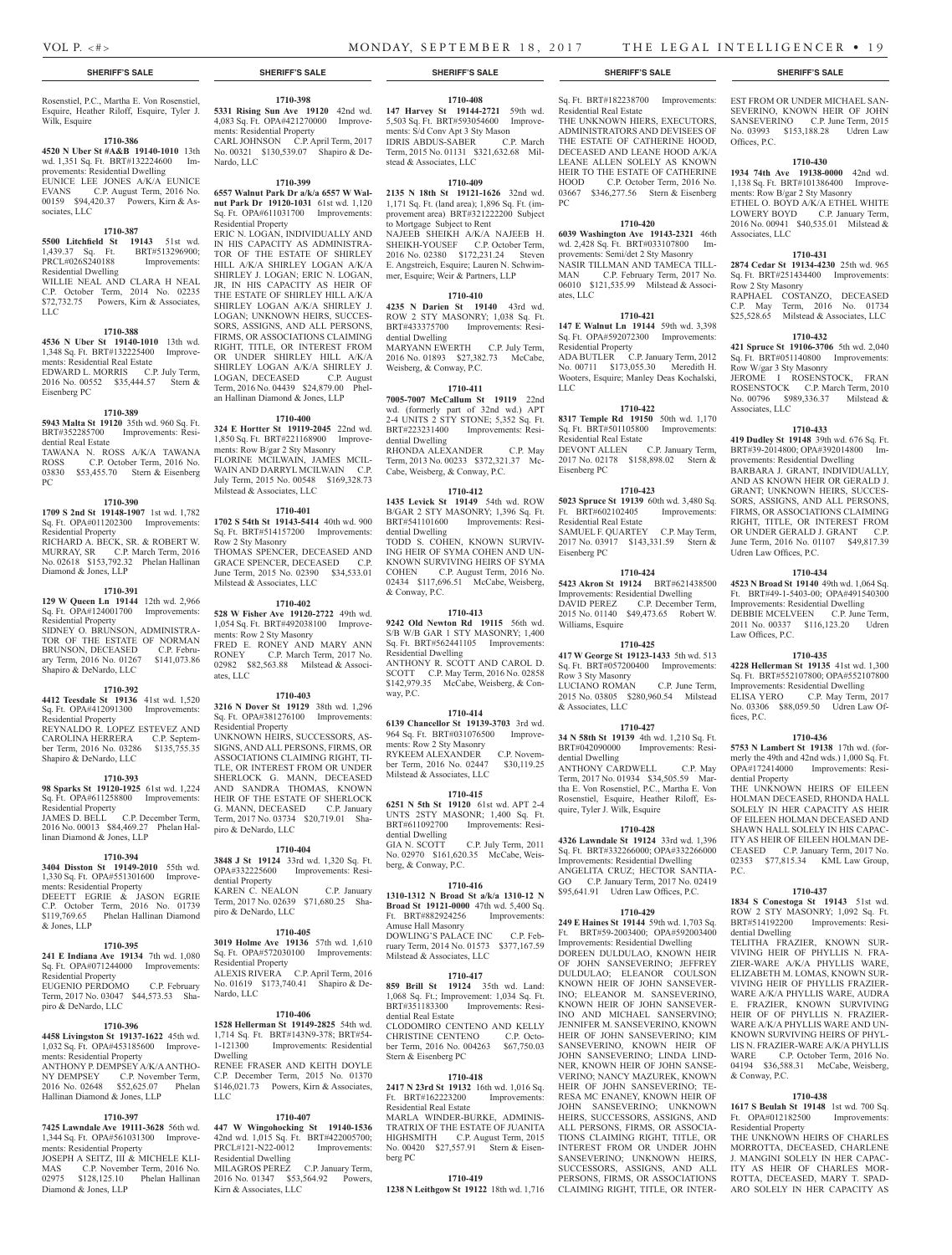## SHERIFF'S SALE

Rosenstiel, P.C., Martha E. Von Rosenstiel, Esquire, Heather Riloff, Esquire, Tyler J. Wilk, Esquire

**1710-386**

**4520 N Uber St #A&B 19140-1010** 13th wd. 1,351 Sq. Ft. BRT#132224600 Improvements: Residential Dwelling
EUNICE LEE JONES A/K/A EUNICE EVANS C.P. August Term, 2016 No. 00159 $94,420.37 Powers, Kirn & Associates, LLC

**1710-387**

**5500 Litchfield St 19143** 51st wd. 1,439.37 Sq. Ft. BRT#513296900; PRCL#026S240188 Improvements: Residential Dwelling
WILLIE NEAL AND CLARA H NEAL C.P. October Term, 2014 No. 02235 $72,732.75 Powers, Kirn & Associates, LLC

**1710-388**

**4536 N Uber St 19140-1010** 13th wd. 1,348 Sq. Ft. BRT#132225400 Improvements: Residential Real Estate
EDWARD L. MORRIS C.P. July Term, 2016 No. 00552 $35,444.57 Stern & Eisenberg PC

**1710-389**

**5943 Malta St 19120** 35th wd. 960 Sq. Ft. BRT#352285700 Improvements: Residential Real Estate
TAWANA N. ROSS A/K/A TAWANA ROSS C.P. October Term, 2016 No. 03830 $53,455.70 Stern & Eisenberg PC

**1710-390**

**1709 S 2nd St 19148-1907** 1st wd. 1,782 Sq. Ft. OPA#011202300 Improvements: Residential Property
RICHARD A. BECK, SR. & ROBERT W. MURRAY, SR C.P. March Term, 2016 No. 02618 $153,792.32 Phelan Hallinan Diamond & Jones, LLP

**1710-391**

**129 W Queen Ln 19144** 12th wd. 2,966 Sq. Ft. OPA#124001700 Improvements: Residential Property
SIDNEY O. BRUNSON, ADMINISTRATOR OF THE ESTATE OF NORMAN BRUNSON, DECEASED C.P. February Term, 2016 No. 01267 $141,073.86 Shapiro & DeNardo, LLC

**1710-392**

**4412 Teesdale St 19136** 41st wd. 1,520 Sq. Ft. OPA#412091300 Improvements: Residential Property
REYNALDO R. LOPEZ ESTEVEZ AND CAROLINA HERRERA C.P. September Term, 2016 No. 03286 $135,755.35 Shapiro & DeNardo, LLC

**1710-393**

**98 Sparks St 19120-1925** 61st wd. 1,224 Sq. Ft. OPA#611258800 Improvements: Residential Property
JAMES D. BELL C.P. December Term, 2016 No. 00013 $84,469.27 Phelan Hallinan Diamond & Jones, LLP

**1710-394**

**3404 Disston St 19149-2010** 55th wd. 1,330 Sq. Ft. OPA#551301600 Improvements: Residential Property
DEEETT EGRIE & JASON EGRIE C.P. October Term, 2016 No. 01739 $119,769.65 Phelan Hallinan Diamond & Jones, LLP

**1710-395**

**241 E Indiana Ave 19134** 7th wd. 1,080 Sq. Ft. OPA#071244000 Improvements: Residential Property
EUGENIO PERDOMO C.P. February Term, 2017 No. 03047 $44,573.53 Shapiro & DeNardo, LLC

**1710-396**

**4458 Livingston St 19137-1622** 45th wd. 1,032 Sq. Ft. OPA#453185600 Improvements: Residential Property
ANTHONY P. DEMPSEY A/K/A ANTHONY DEMPSEY C.P. November Term, 2016 No. 02648 $52,625.07 Phelan Hallinan Diamond & Jones, LLP

**1710-397**

**7425 Lawndale Ave 19111-3628** 56th wd. 1,344 Sq. Ft. OPA#561031300 Improvements: Residential Property
JOSEPH A SEITZ, III & MICHELE KLIMAS C.P. November Term, 2016 No. 02975 $128,125.10 Phelan Hallinan Diamond & Jones, LLP

**1710-398**

**5331 Rising Sun Ave 19120** 42nd wd. 4,083 Sq. Ft. OPA#421270000 Improvements: Residential Property
CARL JOHNSON C.P. April Term, 2017 No. 00321 $130,539.07 Shapiro & DeNardo, LLC

**1710-399**

**6557 Walnut Park Dr a/k/a 6557 W Walnut Park Dr 19120-1031** 61st wd. 1,120 Sq. Ft. OPA#611031700 Improvements: Residential Property
ERIC N. LOGAN, INDIVIDUALLY AND IN HIS CAPACITY AS ADMINISTRATOR OF THE ESTATE OF SHIRLEY HILL A/K/A SHIRLEY LOGAN A/K/A SHIRLEY J. LOGAN; ERIC N. LOGAN, JR, IN HIS CAPACITY AS HEIR OF THE ESTATE OF SHIRLEY HILL A/K/A SHIRLEY LOGAN A/K/A SHIRLEY J. LOGAN; UNKNOWN HEIRS, SUCCESSORS, ASSIGNS, AND ALL PERSONS, FIRMS, OR ASSOCIATIONS CLAIMING RIGHT, TITLE, OR INTEREST FROM OR UNDER SHIRLEY HILL A/K/A SHIRLEY LOGAN A/K/A SHIRLEY J. LOGAN, DECEASED C.P. August Term, 2016 No. 04439 $24,879.00 Phelan Hallinan Diamond & Jones, LLP

**1710-400**

**324 E Hortter St 19119-2045** 22nd wd. 1,850 Sq. Ft. BRT#221168900 Improvements: Row B/gar 2 Sty Masonry
FLORINE MCILWAIN, JAMES MCILWAIN AND DARRYL MCILWAIN C.P. July Term, 2015 No. 00548 $169,328.73 Milstead & Associates, LLC

**1710-401**

**1702 S 54th St 19143-5414** 40th wd. 900 Sq. Ft. BRT#514157200 Improvements: Row 2 Sty Masonry
THOMAS SPENCER, DECEASED AND GRACE SPENCER, DECEASED C.P. June Term, 2015 No. 02390 $34,533.01 Milstead & Associates, LLC

**1710-402**

**528 W Fisher Ave 19120-2722** 49th wd. 1,054 Sq. Ft. BRT#492038100 Improvements: Row 2 Sty Masonry
FRED E. RONEY AND MARY ANN RONEY C.P. March Term, 2017 No. 02982 $82,563.88 Milstead & Associates, LLC

**1710-403**

**3216 N Dover St 19129** 38th wd. 1,296 Sq. Ft. OPA#381276100 Improvements: Residential Property
UNKNOWN HEIRS, SUCCESSORS, ASSIGNS, AND ALL PERSONS, FIRMS, OR ASSOCIATIONS CLAIMING RIGHT, TITLE, OR INTEREST FROM OR UNDER SHERLOCK G. MANN, DECEASED AND SANDRA THOMAS, KNOWN HEIR OF THE ESTATE OF SHERLOCK G. MANN, DECEASED C.P. January Term, 2017 No. 03734 $20,719.01 Shapiro & DeNardo, LLC

**1710-404**

**3848 J St 19124** 33rd wd. 1,320 Sq. Ft. OPA#332225600 Improvements: Residential Property
KAREN C. NEALON C.P. January Term, 2017 No. 02639 $71,680.25 Shapiro & DeNardo, LLC

**1710-405**

**3019 Holme Ave 19136** 57th wd. 1,610 Sq. Ft. OPA#572030100 Improvements: Residential Property
ALEXIS RIVERA C.P. April Term, 2016 No. 01619 $173,740.41 Shapiro & DeNardo, LLC

**1710-406**

**1528 Hellerman St 19149-2825** 54th wd. 1,714 Sq. Ft. BRT#143N9-378; BRT#54-1-121300 Improvements: Residential Dwelling
RENEE FRASER AND KEITH DOYLE C.P. December Term, 2015 No. 01370 $146,021.73 Powers, Kirn & Associates, LLC

**1710-407**

**447 W Wingohocking St 19140-1536** 42nd wd. 1,015 Sq. Ft. BRT#422005700; PRCL#121-N22-0012 Improvements: Residential Dwelling
MILAGROS PEREZ C.P. January Term, 2016 No. 01347 $53,564.92 Powers, Kirn & Associates, LLC

**1710-408**

**147 Harvey St 19144-2721** 59th wd. 5,503 Sq. Ft. BRT#593054600 Improvements: S/d Conv Apt 3 Sty Mason
IDRIS ABDUS-SABER C.P. March Term, 2015 No. 01131 $321,632.68 Milstead & Associates, LLC

**1710-409**

**2135 N 18th St 19121-1626** 32nd wd. 1,171 Sq. Ft. (land area); 1,896 Sq. Ft. (improvement area) BRT#321222200 Subject to Mortgage Subject to Rent
NAJEEB SHEIKH A/K/A NAJEEB H. SHEIKH-YOUSEF C.P. October Term, 2016 No. 02380 $172,231.24 Steven E. Angstreich, Esquire; Lauren N. Schwimmer, Esquire; Weir & Partners, LLP

**1710-410**

**4235 N Darien St 19140** 43rd wd. ROW 2 STY MASONRY; 1,038 Sq. Ft. BRT#433375700 Improvements: Residential Dwelling
MARYANN EWERTH C.P. July Term, 2016 No. 01893 $27,382.73 McCabe, Weisberg, & Conway, P.C.

**1710-411**

**7005-7007 McCallum St 19119** 22nd wd. (formerly part of 32nd wd.) APT 2-4 UNITS 2 STY STONE; 5,352 Sq. Ft. BRT#223231400 Improvements: Residential Dwelling
RHONDA ALEXANDER C.P. May Term, 2013 No. 00233 $372,321.37 McCabe, Weisberg, & Conway, P.C.

**1710-412**

**1435 Levick St 19149** 54th wd. ROW B/GAR 2 STY MASONRY; 1,396 Sq. Ft. BRT#541101600 Improvements: Residential Dwelling
TODD S. COHEN, KNOWN SURVIVING HEIR OF SYMA COHEN AND UNKNOWN SURVIVING HEIRS OF SYMA COHEN C.P. August Term, 2016 No. 02434 $117,696.51 McCabe, Weisberg, & Conway, P.C.

**1710-413**

**9242 Old Newton Rd 19115** 56th wd. S/B W/B GAR 1 STY MASONRY; 1,400 Sq. Ft. BRT#562441105 Improvements: Residential Dwelling
ANTHONY R. SCOTT AND CAROL D. SCOTT C.P. May Term, 2016 No. 02858 $142,979.35 McCabe, Weisberg, & Conway, P.C.

**1710-414**

**6139 Chancellor St 19139-3703** 3rd wd. 964 Sq. Ft. BRT#031076500 Improvements: Row 2 Sty Masonry
RYKEEM ALEXANDER C.P. November Term, 2016 No. 02447 $30,119.25 Milstead & Associates, LLC

**1710-415**

**6251 N 5th St 19120** 61st wd. APT 2-4 UNTS 2STY MASONR; 1,400 Sq. Ft. BRT#611092700 Improvements: Residential Dwelling
GIA N. SCOTT C.P. July Term, 2011 No. 02970 $161,620.35 McCabe, Weisberg, & Conway, P.C.

**1710-416**

**1310-1312 N Broad St a/k/a 1310-12 N Broad St 19121-0000** 47th wd. 5,400 Sq. Ft. BRT#882924256 Improvements: Amuse Hall Masonry
DOWLING'S PALACE INC C.P. February Term, 2014 No. 01573 $377,167.59 Milstead & Associates, LLC

**1710-417**

**859 Brill St 19124** 35th wd. Land: 1,068 Sq. Ft.; Improvement: 1,034 Sq. Ft. BRT#351183300 Improvements: Residential Real Estate
CLODOMIRO CENTENO AND KELLY CHRISTINE CENTENO C.P. October Term, 2016 No. 004263 $67,750.03 Stern & Eisenberg PC

**1710-418**

**2417 N 23rd St 19132** 16th wd. 1,016 Sq. Ft. BRT#162223200 Improvements: Residential Real Estate
MARLA WINDER-BURKE, ADMINISTRATRIX OF THE ESTATE OF JUANITA HIGHSMITH C.P. August Term, 2015 No. 00420 $27,557.91 Stern & Eisenberg PC

**1710-419**

**1238 N Leithgow St 19122** 18th wd. 1,716 Sq. Ft. BRT#182238700 Improvements: Residential Real Estate
THE UNKNOWN HIERS, EXECUTORS, ADMINISTRATORS AND DEVISEES OF THE ESTATE OF CATHERINE HOOD, DECEASED AND LEANE HOOD A/K/A LEANE ALLEN SOLELY AS KNOWN HEIR TO THE ESTATE OF CATHERINE HOOD C.P. October Term, 2016 No. 03667 $346,277.56 Stern & Eisenberg PC

**1710-420**

**6039 Washington Ave 19143-2321** 46th wd. 2,428 Sq. Ft. BRT#033107800 Improvements: Semi/det 2 Sty Masonry
NASIR TILLMAN AND TAMECA TILLMAN C.P. February Term, 2017 No. 06010 $121,535.99 Milstead & Associates, LLC

**1710-421**

**147 E Walnut Ln 19144** 59th wd. 3,398 Sq. Ft. OPA#592072300 Improvements: Residential Property
ADA BUTLER C.P. January Term, 2012 No. 00711 $173,055.30 Meredith H. Wooters, Esquire; Manley Deas Kochalski, LLC

**1710-422**

**8317 Temple Rd 19150** 50th wd. 1,170 Sq. Ft. BRT#501105800 Improvements: Residential Real Estate
DEVONT ALLEN C.P. January Term, 2017 No. 02178 $158,898.02 Stern & Eisenberg PC

**1710-423**

**5023 Spruce St 19139** 60th wd. 3,480 Sq. Ft. BRT#602102405 Improvements: Residential Real Estate
SAMUEL F. QUARTEY C.P. May Term, 2017 No. 03917 $143,331.59 Stern & Eisenberg PC

**1710-424**

**5423 Akron St 19124** BRT#621438500 Improvements: Residential Dwelling
DAVID PEREZ C.P. December Term, 2015 No. 01140 $49,473.65 Robert W. Williams, Esquire

**1710-425**

**417 W George St 19123-1433** 5th wd. 513 Sq. Ft. BRT#057200400 Improvements: Row 3 Sty Masonry
LUCIANO ROMAN C.P. June Term, 2015 No. 03805 $280,960.54 Milstead & Associates, LLC

**1710-427**

**34 N 58th St 19139** 4th wd. 1,210 Sq. Ft. BRT#042090000 Improvements: Residential Dwelling
ANTHONY CARDWELL C.P. May Term, 2017 No. 01934 $34,505.59 Martha E. Von Rosenstiel, P.C., Martha E. Von Rosenstiel, Esquire, Heather Riloff, Esquire, Tyler J. Wilk, Esquire

**1710-428**

**4326 Lawndale St 19124** 33rd wd. 1,396 Sq. Ft. BRT#332266000; OPA#332266000 Improvements: Residential Dwelling
ANGELITA CRUZ; HECTOR SANTIAGO C.P. January Term, 2017 No. 02419 $95,641.91 Udren Law Offices, P.C.

**1710-429**

**249 E Haines St 19144** 59th wd. 1,703 Sq. Ft. BRT#59-2003400; OPA#592003400 Improvements: Residential Dwelling
DOREEN DULDULAO, KNOWN HEIR OF JOHN SANSEVERINO; JEFFREY DULDULAO; ELEANOR COULSON KNOWN HEIR OF JOHN SANSEVERINO; ELEANOR M. SANSEVERINO, KNOWN HEIR OF JOHN SANSEVERINO AND MICHAEL SANSERVINO; JENNIFER M. SANSEVERINO, KNOWN HEIR OF JOHN SANSEVERINO; KIM SANSEVERINO, KNOWN HEIR OF JOHN SANSEVERINO; LINDA LINDNER, KNOWN HEIR OF JOHN SANSEVERINO; NANCY MAZUREK, KNOWN HEIR OF JOHN SANSEVERINO; TERESA MC ENANEY, KNOWN HEIR OF JOHN SANSEVERINO; UNKNOWN HEIRS, SUCCESSORS, ASSIGNS, AND ALL PERSONS, FIRMS, OR ASSOCIATIONS CLAIMING RIGHT, TITLE, OR INTEREST FROM OR UNDER JOHN SANSEVERINO; UNKNOWN HEIRS, SUCCESSORS, ASSIGNS, AND ALL PERSONS, FIRMS, OR ASSOCIATIONS CLAIMING RIGHT, TITLE, OR INTEREST FROM OR UNDER MICHAEL SANSEVERINO, KNOWN HEIR OF JOHN SANSEVERINO C.P. June Term, 2015 No. 03993 $153,188.28 Udren Law Offices, P.C.

**1710-430**

**1934 74th Ave 19138-0000** 42nd wd. 1,138 Sq. Ft. BRT#101386400 Improvements: Row B/gar 2 Sty Masonry
ETHEL O. BOYD A/K/A ETHEL WHITE LOWERY BOYD C.P. January Term, 2016 No. 00941 $40,535.01 Milstead & Associates, LLC

**1710-431**

**2874 Cedar St 19134-4230** 25th wd. 965 Sq. Ft. BRT#251434400 Improvements: Row 2 Sty Masonry
RAPHAEL COSTANZO, DECEASED C.P. May Term, 2016 No. 01734 $25,528.65 Milstead & Associates, LLC

**1710-432**

**421 Spruce St 19106-3706** 5th wd. 2,040 Sq. Ft. BRT#051140800 Improvements: Row W/gar 3 Sty Masonry
JEROME I ROSENSTOCK, FRAN ROSENSTOCK C.P. March Term, 2010 No. 00796 $989,336.37 Milstead & Associates, LLC

**1710-433**

**419 Dudley St 19148** 39th wd. 676 Sq. Ft. BRT#39-2014800; OPA#392014800 Improvements: Residential Dwelling
BARBARA J. GRANT, INDIVIDUALLY, AND AS KNOWN HEIR OR GERALD J. GRANT; UNKNOWN HEIRS, SUCCESSORS, ASSIGNS, AND ALL PERSONS, FIRMS, OR ASSOCIATIONS CLAIMING RIGHT, TITLE, OR INTEREST FROM OR UNDER GERALD J. GRANT C.P. June Term, 2016 No. 01107 $49,817.39 Udren Law Offices, P.C.

**1710-434**

**4523 N Broad St 19140** 49th wd. 1,064 Sq. Ft. BRT#49-1-5403-00; OPA#491540300 Improvements: Residential Dwelling
DEBBIE MCELVEEN C.P. June Term, 2011 No. 00337 $116,123.20 Udren Law Offices, P.C.

**1710-435**

**4228 Hellerman St 19135** 41st wd. 1,300 Sq. Ft. BRT#552107800; OPA#552107800 Improvements: Residential Dwelling
ELISA YERO C.P. May Term, 2017 No. 03306 $88,059.50 Udren Law Offices, P.C.

**1710-436**

**5753 N Lambert St 19138** 17th wd. (formerly the 49th and 42nd wds.) 1,000 Sq. Ft. OPA#172414000 Improvements: Residential Property
THE UNKNOWN HEIRS OF EILEEN HOLMAN DECEASED, RHONDA HALL SOLELY IN HER CAPACITY AS HEIR OF EILEEN HOLMAN DECEASED AND SHAWN HALL SOLELY IN HIS CAPACITY AS HEIR OF EILEEN HOLMAN DECEASED C.P. January Term, 2017 No. 02353 $77,815.34 KML Law Group, P.C.

**1710-437**

**1834 S Conestoga St 19143** 51st wd. ROW 2 STY MASONRY; 1,092 Sq. Ft. BRT#514192200 Improvements: Residential Dwelling
TELITHA FRAZIER, KNOWN SURVIVING HEIR OF PHYLLIS N. FRAZIER-WARE A/K/A PHYLLIS WARE, ELIZABETH M. LOMAS, KNOWN SURVIVING HEIR OF PHYLLIS FRAZIER-WARE A/K/A PHYLLIS WARE, AUDRA E. FRAZIER, KNOWN SURVIVING HEIR OF OF PHYLLIS N. FRAZIER-WARE A/K/A PHYLLIS WARE AND UNKNOWN SURVIVING HEIRS OF PHYLLIS N. FRAZIER-WARE A/K/A PHYLLIS WARE C.P. October Term, 2016 No. 04194 $36,588.31 McCabe, Weisberg, & Conway, P.C.

**1710-438**

**1617 S Beulah St 19148** 1st wd. 700 Sq. Ft. OPA#012182500 Improvements: Residential Property
THE UNKNOWN HEIRS OF CHARLES MORROTTA, DECEASED, CHARLENE J. MANGINI SOLELY IN HER CAPACITY AS HEIR OF CHARLES MORROTTA, DECEASED, MARY T. SPADARO SOLELY IN HER CAPACITY AS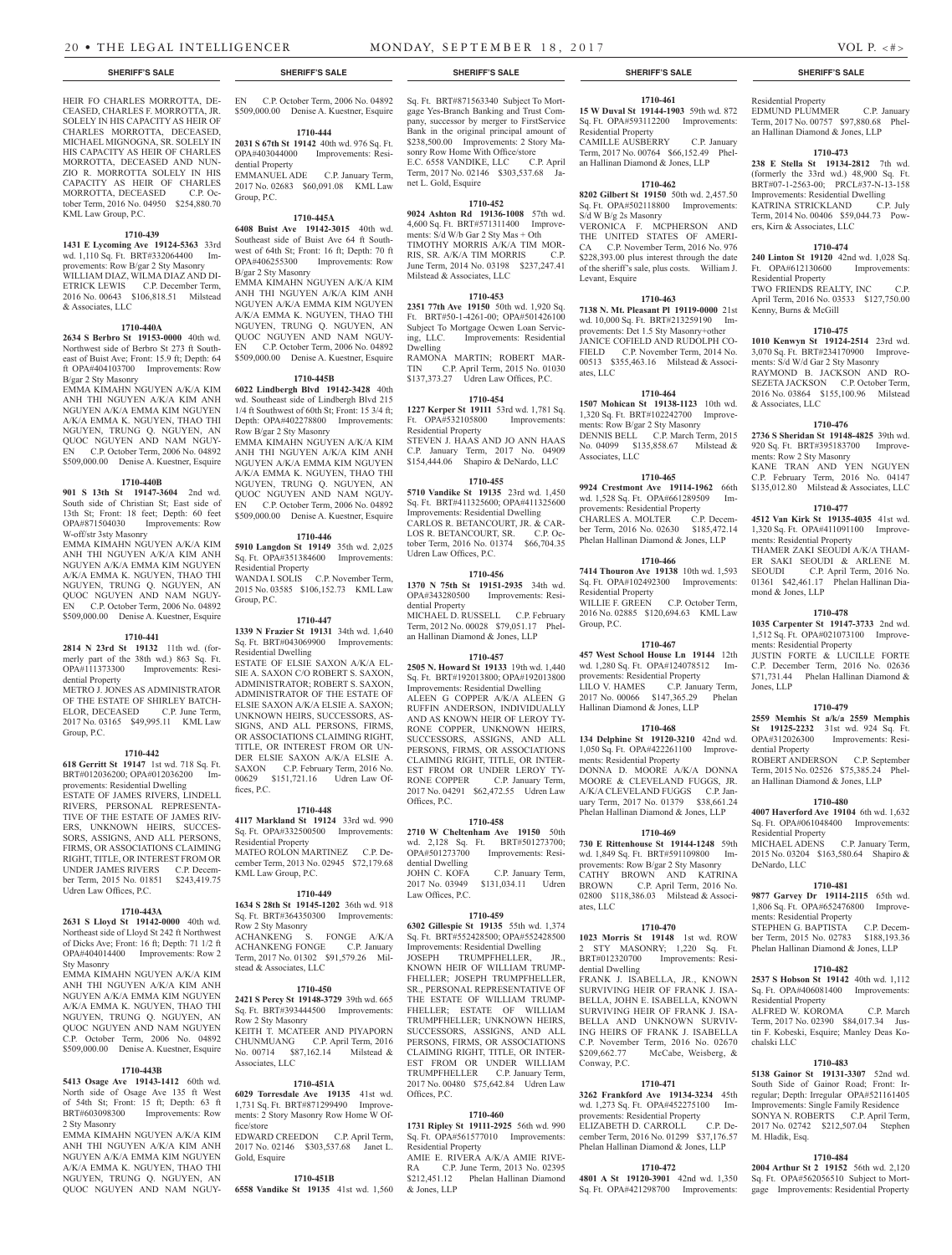HEIR FO CHARLES MORROTTA, DECEASED, CHARLES F. MORROTTA, JR. SOLELY IN HIS CAPACITY AS HEIR OF CHARLES MORROTTA, DECEASED, MICHAEL MIGNOGNA, SR. SOLELY IN HIS CAPACITY AS HEIR OF CHARLES MORROTTA, DECEASED AND NUNZIO R. MORROTTA SOLELY IN HIS CAPACITY AS HEIR OF CHARLES MORROTTA, DECEASED C.P. October Term, 2016 No. 04950 $254,880.70 KML Law Group, P.C.

**1710-439**

**1431 E Lycoming Ave 19124-5363** 33rd wd. 1,110 Sq. Ft. BRT#332064400 Improvements: Row B/gar 2 Sty Masonry
WILLIAM DIAZ, WILMA DIAZ AND DIETRICK LEWIS C.P. December Term, 2016 No. 00643 $106,818.51 Milstead & Associates, LLC

**1710-440A**

**2634 S Berbro St 19153-0000** 40th wd. Northwest side of Berbro St 273 ft Southeast of Buist Ave; Front: 15.9 ft; Depth: 64 ft OPA#404103700 Improvements: Row B/gar 2 Sty Masonry
EMMA KIMAHN NGUYEN A/K/A KIM ANH THI NGUYEN A/K/A KIM ANH NGUYEN A/K/A EMMA KIM NGUYEN A/K/A EMMA K. NGUYEN, THAO THI NGUYEN, TRUNG Q. NGUYEN, AN QUOC NGUYEN AND NAM NGUYEN C.P. October Term, 2006 No. 04892 $509,000.00 Denise A. Kuestner, Esquire

**1710-440B**

**901 S 13th St 19147-3604** 2nd wd. South side of Christian St; East side of 13th St; Front: 18 feet; Depth: 60 feet OPA#871504030 Improvements: Row W-off/str 3sty Masonry
EMMA KIMAHN NGUYEN A/K/A KIM ANH THI NGUYEN A/K/A KIM ANH NGUYEN A/K/A EMMA KIM NGUYEN A/K/A EMMA K. NGUYEN, THAO THI NGUYEN, TRUNG Q. NGUYEN, AN QUOC NGUYEN AND NAM NGUYEN C.P. October Term, 2006 No. 04892 $509,000.00 Denise A. Kuestner, Esquire

**1710-441**

**2814 N 23rd St 19132** 11th wd. (formerly part of the 38th wd.) 863 Sq. Ft. OPA#111373300 Improvements: Residential Property
METRO J. JONES AS ADMINISTRATOR OF THE ESTATE OF SHIRLEY BATCHELOR, DECEASED C.P. June Term, 2017 No. 03165 $49,995.11 KML Law Group, P.C.

**1710-442**

**618 Gerritt St 19147** 1st wd. 718 Sq. Ft. BRT#012036200; OPA#012036200 Improvements: Residential Dwelling
ESTATE OF JAMES RIVERS, LINDELL RIVERS, PERSONAL REPRESENTATIVE OF THE ESTATE OF JAMES RIVERS, UNKNOWN HEIRS, SUCCESSORS, ASSIGNS, AND ALL PERSONS, FIRMS, OR ASSOCIATIONS CLAIMING RIGHT, TITLE, OR INTEREST FROM OR UNDER JAMES RIVERS C.P. December Term, 2015 No. 01851 $243,419.75 Udren Law Offices, P.C.

**1710-443A**

**2631 S Lloyd St 19142-0000** 40th wd. Northeast side of Lloyd St 242 ft Northwest of Dicks Ave; Front: 16 ft; Depth: 71 1/2 ft OPA#404014400 Improvements: Row 2 Sty Masonry
EMMA KIMAHN NGUYEN A/K/A KIM ANH THI NGUYEN A/K/A KIM ANH NGUYEN A/K/A EMMA KIM NGUYEN A/K/A EMMA K. NGUYEN, THAO THI NGUYEN, TRUNG Q. NGUYEN, AN QUOC NGUYEN AND NAM NGUYEN C.P. October Term, 2006 No. 04892 $509,000.00 Denise A. Kuestner, Esquire

**1710-443B**

**5413 Osage Ave 19143-1412** 60th wd. North side of Osage Ave 135 ft West of 54th St; Front: 15 ft; Depth: 63 ft BRT#603098300 Improvements: Row 2 Sty Masonry
EMMA KIMAHN NGUYEN A/K/A KIM ANH THI NGUYEN A/K/A KIM ANH NGUYEN A/K/A EMMA KIM NGUYEN A/K/A EMMA K. NGUYEN, THAO THI NGUYEN, TRUNG Q. NGUYEN, AN QUOC NGUYEN AND NAM NGUYEN C.P. October Term, 2006 No. 04892 $509,000.00 Denise A. Kuestner, Esquire

**1710-444**

**2031 S 67th St 19142** 40th wd. 976 Sq. Ft. OPA#403044000 Improvements: Residential Property
EMMANUEL ADE C.P. January Term, 2017 No. 02683 $60,091.08 KML Law Group, P.C.

**1710-445A**

**6408 Buist Ave 19142-3015** 40th wd. Southeast side of Buist Ave 64 ft Southwest of 64th St; Front: 16 ft; Depth: 70 ft OPA#406255300 Improvements: Row B/gar 2 Sty Masonry
EMMA KIMAHN NGUYEN A/K/A KIM ANH THI NGUYEN A/K/A KIM ANH NGUYEN A/K/A EMMA KIM NGUYEN A/K/A EMMA K. NGUYEN, THAO THI NGUYEN, TRUNG Q. NGUYEN, AN QUOC NGUYEN AND NAM NGUYEN C.P. October Term, 2006 No. 04892 $509,000.00 Denise A. Kuestner, Esquire

**1710-445B**

**6022 Lindbergh Blvd 19142-3428** 40th wd. Southeast side of Lindbergh Blvd 215 1/4 ft Southwest of 60th St; Front: 15 3/4 ft; Depth: OPA#402278800 Improvements: Row B/gar 2 Sty Masonry
EMMA KIMAHN NGUYEN A/K/A KIM ANH THI NGUYEN A/K/A KIM ANH NGUYEN A/K/A EMMA KIM NGUYEN A/K/A EMMA K. NGUYEN, THAO THI NGUYEN, TRUNG Q. NGUYEN, AN QUOC NGUYEN AND NAM NGUYEN C.P. October Term, 2006 No. 04892 $509,000.00 Denise A. Kuestner, Esquire

**1710-446**

**5910 Langdon St 19149** 35th wd. 2,025 Sq. Ft. OPA#351384600 Improvements: Residential Property
WANDA I. SOLIS C.P. November Term, 2015 No. 03585 $106,152.73 KML Law Group, P.C.

**1710-447**

**1339 N Frazier St 19131** 34th wd. 1,640 Sq. Ft. BRT#043069900 Improvements: Residential Dwelling
ESTATE OF ELSIE SAXON A/K/A ELSIE A. SAXON C/O ROBERT S. SAXON, ADMINISTRATOR; ROBERT S. SAXON, ADMINISTRATOR OF THE ESTATE OF ELSIE SAXON A/K/A ELSIE A. SAXON; UNKNOWN HEIRS, SUCCESSORS, ASSIGNS, AND ALL PERSONS, FIRMS, OR ASSOCIATIONS CLAIMING RIGHT, TITLE, OR INTEREST FROM OR UNDER ELSIE SAXON A/K/A ELSIE A. SAXON C.P. February Term, 2016 No. 00629 $151,721.16 Udren Law Offices, P.C.

**1710-448**

**4117 Markland St 19124** 33rd wd. 990 Sq. Ft. OPA#332500500 Improvements: Residential Property
MATEO ROLON MARTINEZ C.P. December Term, 2013 No. 02945 $72,179.68 KML Law Group, P.C.

**1710-449**

**1634 S 28th St 19145-1202** 36th wd. 918 Sq. Ft. BRT#364350300 Improvements: Row 2 Sty Masonry
ACHANKENG S. FONGE A/K/A ACHANKENG FONGE C.P. January Term, 2017 No. 01302 $91,579.26 Milstead & Associates, LLC

**1710-450**

**2421 S Percy St 19148-3729** 39th wd. 665 Sq. Ft. BRT#393444500 Improvements: Row 2 Sty Masonry
KEITH T. MCATEER AND PIYAPORN CHUNMUANG C.P. April Term, 2016 No. 00714 $87,162.14 Milstead & Associates, LLC

**1710-451A**

**6029 Torresdale Ave 19135** 41st wd. 1,731 Sq. Ft. BRT#871299490 Improvements: 2 Story Masonry Row Home W Office/store
EDWARD CREEDON C.P. April Term, 2017 No. 02146 $303,537.68 Janet L. Gold, Esquire

**1710-451B**

**6558 Vandike St 19135** 41st wd. 1,560 Sq. Ft. BRT#871563340 Subject To Mortgage Yes-Branch Banking and Trust Company, successor by merger to FirstService Bank in the original principal amount of $238,500.00 Improvements: 2 Story Masonry Row Home With Office/store
E.C. 6558 VANDIKE, LLC C.P. April Term, 2017 No. 02146 $303,537.68 Janet L. Gold, Esquire

**1710-452**

**9024 Ashton Rd 19136-1008** 57th wd. 4,600 Sq. Ft. BRT#571311400 Improvements: S/d W/b Gar 2 Sty Mas + Oth
TIMOTHY MORRIS A/K/A TIM MORRIS, SR. A/K/A TIM MORRIS C.P. June Term, 2014 No. 03198 $237,247.41 Milstead & Associates, LLC

**1710-453**

**2351 77th Ave 19150** 50th wd. 1,920 Sq. Ft. BRT#50-1-4261-00; OPA#501426100 Subject To Mortgage Ocwen Loan Servicing, LLC. Improvements: Residential Dwelling
RAMONA MARTIN; ROBERT MARTIN C.P. April Term, 2015 No. 01030 $137,373.27 Udren Law Offices, P.C.

**1710-454**

**1227 Kerper St 19111** 53rd wd. 1,781 Sq. Ft. OPA#532105800 Improvements: Residential Property
STEVEN J. HAAS AND JO ANN HAAS C.P. January Term, 2017 No. 04909 $154,444.06 Shapiro & DeNardo, LLC

**1710-455**

**5710 Vandike St 19135** 23rd wd. 1,450 Sq. Ft. BRT#411325600; OPA#411325600 Improvements: Residential Dwelling
CARLOS R. BETANCOURT, JR. & CARLOS R. BETANCOURT, SR. C.P. October Term, 2016 No. 01374 $66,704.35 Udren Law Offices, P.C.

**1710-456**

**1370 N 75th St 19151-2935** 34th wd. OPA#343280500 Improvements: Residential Property
MICHAEL D. RUSSELL C.P. February Term, 2012 No. 00028 $79,051.17 Phelan Hallinan Diamond & Jones, LLP

**1710-457**

**2505 N. Howard St 19133** 19th wd. 1,440 Sq. Ft. BRT#192013800; OPA#192013800 Improvements: Residential Dwelling
ALEEN G COPPER A/K/A ALEEN G RUFFIN ANDERSON, INDIVIDUALLY AND AS KNOWN HEIR OF LEROY TYRONE COPPER, UNKNOWN HEIRS, SUCCESSORS, ASSIGNS, AND ALL PERSONS, FIRMS, OR ASSOCIATIONS CLAIMING RIGHT, TITLE, OR INTEREST FROM OR UNDER LEROY TYRONE COPPER C.P. January Term, 2017 No. 04291 $62,472.55 Udren Law Offices, P.C.

**1710-458**

**2710 W Cheltenham Ave 19150** 50th wd. 2,128 Sq. Ft. BRT#501273700; OPA#501273700 Improvements: Residential Dwelling
JOHN C. KOFA C.P. January Term, 2017 No. 03949 $131,034.11 Udren Law Offices, P.C.

**1710-459**

**6302 Gillespie St 19135** 55th wd. 1,374 Sq. Ft. BRT#552428500; OPA#552428500 Improvements: Residential Dwelling
JOSEPH TRUMPFHELLER, JR., KNOWN HEIR OF WILLIAM TRUMPFHELLER; JOSEPH TRUMPFHELLER, SR., PERSONAL REPRESENTATIVE OF THE ESTATE OF WILLIAM TRUMPFHELLER; ESTATE OF WILLIAM TRUMPFHELLER; UNKNOWN HEIRS, SUCCESSORS, ASSIGNS, AND ALL PERSONS, FIRMS, OR ASSOCIATIONS CLAIMING RIGHT, TITLE, OR INTEREST FROM OR UNDER WILLIAM TRUMPFHELLER C.P. January Term, 2017 No. 00480 $75,642.84 Udren Law Offices, P.C.

**1710-460**

**1731 Ripley St 19111-2925** 56th wd. 990 Sq. Ft. OPA#561577010 Improvements: Residential Property
AMIE E. RIVERA A/K/A AMIE RIVERA C.P. June Term, 2013 No. 02395 $212,451.12 Phelan Hallinan Diamond & Jones, LLP

**1710-461**

**15 W Duval St 19144-1903** 59th wd. 872 Sq. Ft. OPA#593112200 Improvements: Residential Property
CAMILLE AUSBERRY C.P. January Term, 2017 No. 00764 $66,152.49 Phelan Hallinan Diamond & Jones, LLP

**1710-462**

**8202 Gilbert St 19150** 50th wd. 2,457.50 Sq. Ft. OPA#502118800 Improvements: S/d W B/g 2s Masonry
VERONICA F. MCPHERSON AND THE UNITED STATES OF AMERICA C.P. November Term, 2016 No. 976 $228,393.00 plus interest through the date of the sheriff's sale, plus costs. William J. Levant, Esquire

**1710-463**

**7138 N. Mt. Pleasant Pl 19119-0000** 21st wd. 10,000 Sq. Ft. BRT#213259190 Improvements: Det 1.5 Sty Masonry+other
JANICE COFIELD AND RUDOLPH COFIELD C.P. November Term, 2014 No. 00513 $355,463.16 Milstead & Associates, LLC

**1710-464**

**1507 Mohican St 19138-1123** 10th wd. 1,320 Sq. Ft. BRT#102242700 Improvements: Row B/gar 2 Sty Masonry
DENNIS BELL C.P. March Term, 2015 No. 04099 $135,858.67 Milstead & Associates, LLC

**1710-465**

**9924 Crestmont Ave 19114-1962** 66th wd. 1,528 Sq. Ft. OPA#661289509 Improvements: Residential Property
CHARLES A. MOLTER C.P. December Term, 2016 No. 02630 $185,472.14 Phelan Hallinan Diamond & Jones, LLP

**1710-466**

**7414 Thouron Ave 19138** 10th wd. 1,593 Sq. Ft. OPA#102492300 Improvements: Residential Property
WILLIE F. GREEN C.P. October Term, 2016 No. 02885 $120,694.63 KML Law Group, P.C.

**1710-467**

**457 West School House Ln 19144** 12th wd. 1,280 Sq. Ft. OPA#124078512 Improvements: Residential Property
LILO V. HAMES C.P. January Term, 2017 No. 00066 $147,365.29 Phelan Hallinan Diamond & Jones, LLP

**1710-468**

**134 Delphine St 19120-3210** 42nd wd. 1,050 Sq. Ft. OPA#422261100 Improvements: Residential Property
DONNA D. MOORE A/K/A DONNA MOORE & CLEVELAND FUGGS, JR. A/K/A CLEVELAND FUGGS C.P. January Term, 2017 No. 01379 $38,661.24 Phelan Hallinan Diamond & Jones, LLP

**1710-469**

**730 E Rittenhouse St 19144-1248** 59th wd. 1,849 Sq. Ft. BRT#591109800 Improvements: Row B/gar 2 Sty Masonry
CATHY BROWN AND KATRINA BROWN C.P. April Term, 2016 No. 02800 $118,386.03 Milstead & Associates, LLC

**1710-470**

**1023 Morris St 19148** 1st wd. ROW 2 STY MASONRY; 1,220 Sq. Ft. BRT#012320700 Improvements: Residential Dwelling
FRANK J. ISABELLA, JR., KNOWN SURVIVING HEIR OF FRANK J. ISABELLA, JOHN E. ISABELLA, KNOWN SURVIVING HEIR OF FRANK J. ISABELLA AND UNKNOWN SURVIVING HEIRS OF FRANK J. ISABELLA C.P. November Term, 2016 No. 02670 $209,662.77 McCabe, Weisberg, & Conway, P.C.

**1710-471**

**3262 Frankford Ave 19134-3234** 45th wd. 1,273 Sq. Ft. OPA#452275100 Improvements: Residential Property
ELIZABETH D. CARROLL C.P. December Term, 2016 No. 01299 $37,176.57 Phelan Hallinan Diamond & Jones, LLP

**1710-472**

**4801 A St 19120-3901** 42nd wd. 1,350 Sq. Ft. OPA#421298700 Improvements: Residential Property
EDMUND PLUMMER C.P. January Term, 2017 No. 00757 $97,880.68 Phelan Hallinan Diamond & Jones, LLP

**1710-473**

**238 E Stella St 19134-2812** 7th wd. (formerly the 33rd wd.) 48,900 Sq. Ft. BRT#07-1-2563-00; PRCL#37-N-13-158 Improvements: Residential Dwelling
KATRINA STRICKLAND C.P. July Term, 2014 No. 00406 $59,044.73 Powers, Kirn & Associates, LLC

**1710-474**

**240 Linton St 19120** 42nd wd. 1,028 Sq. Ft. OPA#612130600 Improvements: Residential Property
TWO FRIENDS REALTY, INC C.P. April Term, 2016 No. 03533 $127,750.00 Kenny, Burns & McGill

**1710-475**

**1010 Kenwyn St 19124-2514** 23rd wd. 3,070 Sq. Ft. BRT#234170900 Improvements: S/d W/d Gar 2 Sty Masonry
RAYMOND B. JACKSON AND ROSEZETA JACKSON C.P. October Term, 2016 No. 03864 $155,100.96 Milstead & Associates, LLC

**1710-476**

**2736 S Sheridan St 19148-4825** 39th wd. 920 Sq. Ft. BRT#395183700 Improvements: Row 2 Sty Masonry
KANE TRAN AND YEN NGUYEN C.P. February Term, 2016 No. 04147 $135,012.80 Milstead & Associates, LLC

**1710-477**

**4512 Van Kirk St 19135-4035** 41st wd. 1,320 Sq. Ft. OPA#411091100 Improvements: Residential Property
THAMER ZAKI SEOUDI A/K/A THAMER SAKI SEOUDI & ARLENE M. SEOUDI C.P. April Term, 2016 No. 01361 $42,461.17 Phelan Hallinan Diamond & Jones, LLP

**1710-478**

**1035 Carpenter St 19147-3733** 2nd wd. 1,512 Sq. Ft. OPA#021073100 Improvements: Residential Property
JUSTIN FORTE & LUCILLE FORTE C.P. December Term, 2016 No. 02636 $71,731.44 Phelan Hallinan Diamond & Jones, LLP

**1710-479**

**2559 Memhis St a/k/a 2559 Memphis St 19125-2232** 31st wd. 924 Sq. Ft. OPA#312026300 Improvements: Residential Property
ROBERT ANDERSON C.P. September Term, 2015 No. 02526 $75,385.24 Phelan Hallinan Diamond & Jones, LLP

**1710-480**

**4007 Haverford Ave 19104** 6th wd. 1,632 Sq. Ft. OPA#061048400 Improvements: Residential Property
MICHAEL ADENS C.P. January Term, 2015 No. 03204 $163,580.64 Shapiro & DeNardo, LLC

**1710-481**

**9877 Garvey Dr 19114-2115** 65th wd. 1,806 Sq. Ft. OPA#652476800 Improvements: Residential Property
STEPHEN G. BAPTISTA C.P. December Term, 2015 No. 02783 $188,193.36 Phelan Hallinan Diamond & Jones, LLP

**1710-482**

**2537 S Hobson St 19142** 40th wd. 1,112 Sq. Ft. OPA#406081400 Improvements: Residential Property
ALFRED W. KOROMA C.P. March Term, 2017 No. 02390 $84,017.34 Justin F. Kobeski, Esquire; Manley Deas Kochalski LLC

**1710-483**

**5138 Gainor St 19131-3307** 52nd wd. South Side of Gainor Road; Front: Irregular; Depth: Irregular OPA#521161405 Improvements: Single Family Residence
SONYA N. ROBERTS C.P. April Term, 2017 No. 02742 $212,507.04 Stephen M. Hladik, Esq.

**1710-484**

**2004 Arthur St 2 19152** 56th wd. 2,120 Sq. Ft. OPA#562056510 Subject to Mortgage Improvements: Residential Property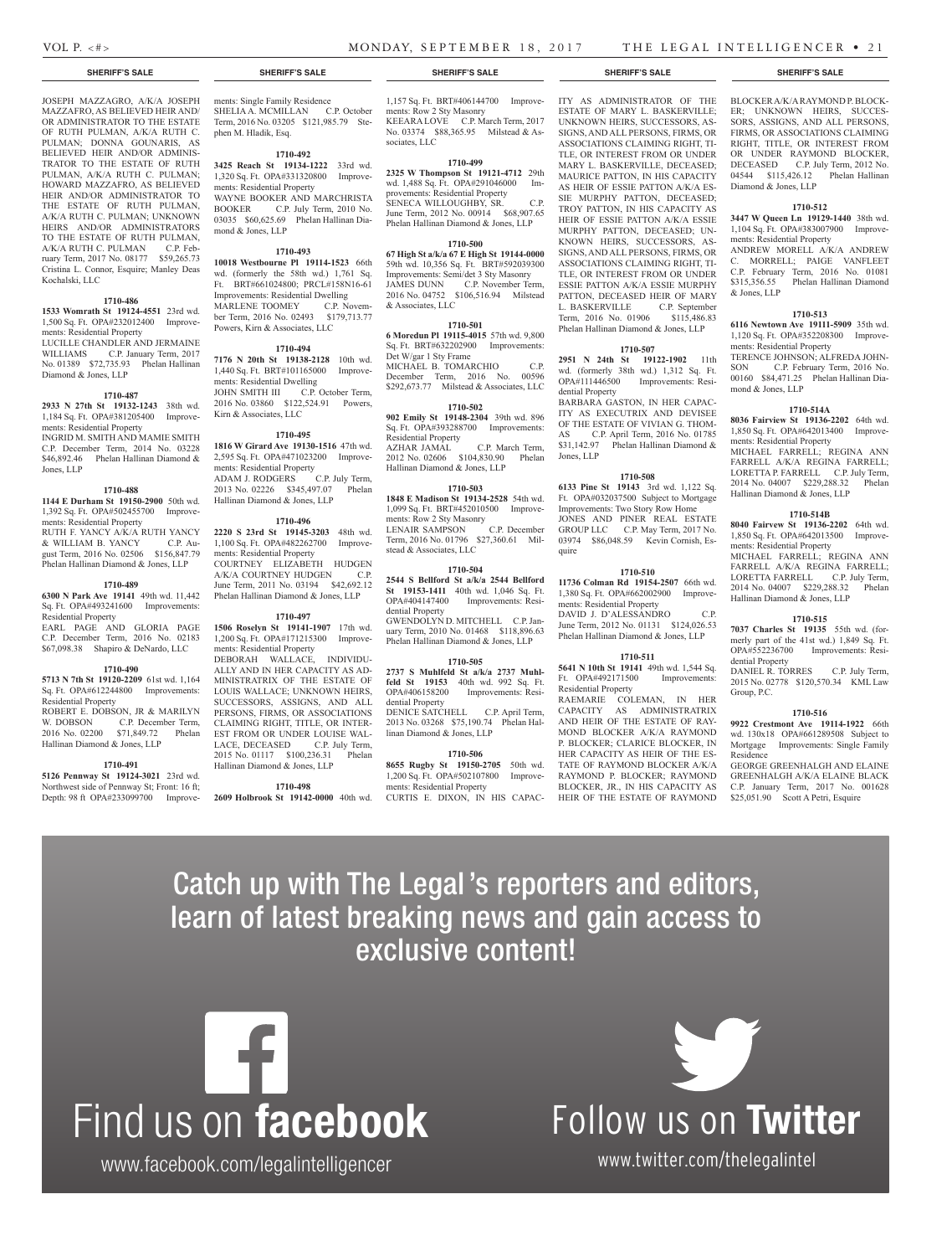## SHERIFF'S SALE

JOSEPH MAZZAGRO, A/K/A JOSEPH MAZZAFRO, AS BELIEVED HEIR AND/OR ADMINISTRATOR TO THE ESTATE OF RUTH PULMAN, A/K/A RUTH C. PULMAN; DONNA GOUNARIS, AS BELIEVED HEIR AND/OR ADMINISTRATOR TO THE ESTATE OF RUTH PULMAN, A/K/A RUTH C. PULMAN; HOWARD MAZZAFRO, AS BELIEVED HEIR AND/OR ADMINISTRATOR TO THE ESTATE OF RUTH PULMAN, A/K/A RUTH C. PULMAN; UNKNOWN HEIRS AND/OR ADMINISTRATORS TO THE ESTATE OF RUTH PULMAN, A/K/A RUTH C. PULMAN C.P. February Term, 2017 No. 08177 $59,265.73 Cristina L. Connor, Esquire; Manley Deas Kochalski, LLC

### 1710-486

**1533 Womrath St 19124-4551** 23rd wd. 1,500 Sq. Ft. OPA#232012400 Improvements: Residential Property
LUCILLE CHANDLER AND JERMAINE WILLIAMS C.P. January Term, 2017 No. 01389 $72,735.93 Phelan Hallinan Diamond & Jones, LLP

### 1710-487

**2933 N 27th St 19132-1243** 38th wd. 1,184 Sq. Ft. OPA#381205400 Improvements: Residential Property
INGRID M. SMITH AND MAMIE SMITH C.P. December Term, 2014 No. 03228 $46,892.46 Phelan Hallinan Diamond & Jones, LLP

### 1710-488

**1144 E Durham St 19150-2900** 50th wd. 1,392 Sq. Ft. OPA#502455700 Improvements: Residential Property
RUTH F. YANCY A/K/A RUTH YANCY & WILLIAM B. YANCY C.P. August Term, 2016 No. 02506 $156,847.79 Phelan Hallinan Diamond & Jones, LLP

### 1710-489

**6300 N Park Ave 19141** 49th wd. 11,442 Sq. Ft. OPA#493241600 Improvements: Residential Property
EARL PAGE AND GLORIA PAGE C.P. December Term, 2016 No. 02183 $67,098.38 Shapiro & DeNardo, LLC

### 1710-490

**5713 N 7th St 19120-2209** 61st wd. 1,164 Sq. Ft. OPA#612244800 Improvements: Residential Property
ROBERT E. DOBSON, JR & MARILYN W. DOBSON C.P. December Term, 2016 No. 02200 $71,849.72 Phelan Hallinan Diamond & Jones, LLP

### 1710-491

**5126 Pennway St 19124-3021** 23rd wd. Northwest side of Pennway St; Front: 16 ft; Depth: 98 ft OPA#233099700 Improvements: Single Family Residence
SHELIA A. MCMILLAN C.P. October Term, 2016 No. 03205 $121,985.79 Stephen M. Hladik, Esq.

### 1710-492

**3425 Reach St 19134-1222** 33rd wd. 1,320 Sq. Ft. OPA#331320800 Improvements: Residential Property
WAYNE BOOKER AND MARCHRISTA BOOKER C.P. July Term, 2010 No. 03035 $60,625.69 Phelan Hallinan Diamond & Jones, LLP

### 1710-493

**10018 Westbourne Pl 19114-1523** 66th wd. (formerly the 58th wd.) 1,761 Sq. Ft. BRT#661024800; PRCL#158N16-61 Improvements: Residential Dwelling
MARLENE TOOMEY C.P. November Term, 2016 No. 02493 $179,713.77 Powers, Kirn & Associates, LLC

### 1710-494

**7176 N 20th St 19138-2128** 10th wd. 1,440 Sq. Ft. BRT#101165000 Improvements: Residential Dwelling
JOHN SMITH III C.P. October Term, 2016 No. 03860 $122,524.91 Powers, Kirn & Associates, LLC

### 1710-495

**1816 W Girard Ave 19130-1516** 47th wd. 2,595 Sq. Ft. OPA#471023200 Improvements: Residential Property
ADAM J. RODGERS C.P. July Term, 2013 No. 02226 $345,497.07 Phelan Hallinan Diamond & Jones, LLP

### 1710-496

**2220 S 23rd St 19145-3203** 48th wd. 1,100 Sq. Ft. OPA#482262700 Improvements: Residential Property
COURTNEY ELIZABETH HUDGEN A/K/A COURTNEY HUDGEN C.P. June Term, 2011 No. 03194 $42,692.12 Phelan Hallinan Diamond & Jones, LLP

### 1710-497

**1506 Roselyn St 19141-1907** 17th wd. 1,200 Sq. Ft. OPA#171215300 Improvements: Residential Property
DEBORAH WALLACE, INDIVIDUALLY AND IN HER CAPACITY AS ADMINISTRATRIX OF THE ESTATE OF LOUIS WALLACE; UNKNOWN HEIRS, SUCCESSORS, ASSIGNS, AND ALL PERSONS, FIRMS, OR ASSOCIATIONS CLAIMING RIGHT, TITLE, OR INTEREST FROM OR UNDER LOUISE WALLACE, DECEASED C.P. July Term, 2015 No. 01117 $100,236.31 Phelan Hallinan Diamond & Jones, LLP

### 1710-498

**2609 Holbrook St 19142-0000** 40th wd. 1,157 Sq. Ft. BRT#406144700 Improvements: Row 2 Sty Masonry
KEEARA LOVE C.P. March Term, 2017 No. 03374 $88,365.95 Milstead & Associates, LLC

### 1710-499

**2325 W Thompson St 19121-4712** 29th wd. 1,488 Sq. Ft. OPA#291046000 Improvements: Residential Property
SENECA WILLOUGHBY, SR. C.P. June Term, 2012 No. 00914 $68,907.65 Phelan Hallinan Diamond & Jones, LLP

### 1710-500

**67 High St a/k/a 67 E High St 19144-0000** 59th wd. 10,356 Sq. Ft. BRT#592039300 Improvements: Semi/det 3 Sty Masonry
JAMES DUNN C.P. November Term, 2016 No. 04752 $106,516.94 Milstead & Associates, LLC

### 1710-501

**6 Moredun Pl 19115-4015** 57th wd. 9,800 Sq. Ft. BRT#632202900 Improvements: Det W/gar 1 Sty Frame
MICHAEL B. TOMARCHIO C.P. December Term, 2016 No. 00596 $292,673.77 Milstead & Associates, LLC

### 1710-502

**902 Emily St 19148-2304** 39th wd. 896 Sq. Ft. OPA#393288700 Improvements: Residential Property
AZHAR JAMAL C.P. March Term, 2012 No. 02606 $104,830.90 Phelan Hallinan Diamond & Jones, LLP

### 1710-503

**1848 E Madison St 19134-2528** 54th wd. 1,099 Sq. Ft. BRT#452010500 Improvements: Row 2 Sty Masonry
LENAIR SAMPSON C.P. December Term, 2016 No. 01796 $27,360.61 Milstead & Associates, LLC

### 1710-504

**2544 S Bellford St a/k/a 2544 Bellford St 19153-1411** 40th wd. 1,046 Sq. Ft. OPA#404147400 Improvements: Residential Property
GWENDOLYN D. MITCHELL C.P. January Term, 2010 No. 01468 $118,896.63 Phelan Hallinan Diamond & Jones, LLP

### 1710-505

**2737 S Muhlfeld St a/k/a 2737 Muhlfeld St 19153** 40th wd. 992 Sq. Ft. OPA#406158200 Improvements: Residential Property
DENICE SATCHELL C.P. April Term, 2013 No. 03268 $75,190.74 Phelan Hallinan Diamond & Jones, LLP

### 1710-506

**8655 Rugby St 19150-2705** 50th wd. 1,200 Sq. Ft. OPA#502107800 Improvements: Residential Property
CURTIS E. DIXON, IN HIS CAPACITY AS ADMINISTRATOR OF THE ESTATE OF MARY L. BASKERVILLE; UNKNOWN HEIRS, SUCCESSORS, ASSIGNS, AND ALL PERSONS, FIRMS, OR ASSOCIATIONS CLAIMING RIGHT, TITLE, OR INTEREST FROM OR UNDER MARY L. BASKERVILLE, DECEASED; MAURICE PATTON, IN HIS CAPACITY AS HEIR OF ESSIE PATTON A/K/A ESSIE MURPHY PATTON, DECEASED; TROY PATTON, IN HIS CAPACITY AS HEIR OF ESSIE PATTON A/K/A ESSIE MURPHY PATTON, DECEASED; UNKNOWN HEIRS, SUCCESSORS, ASSIGNS, AND ALL PERSONS, FIRMS, OR ASSOCIATIONS CLAIMING RIGHT, TITLE, OR INTEREST FROM OR UNDER ESSIE PATTON A/K/A ESSIE MURPHY PATTON, DECEASED HEIR OF MARY L. BASKERVILLE C.P. September Term, 2016 No. 01906 $115,486.83 Phelan Hallinan Diamond & Jones, LLP

### 1710-507

**2951 N 24th St 19122-1902** 11th wd. (formerly 38th wd.) 1,312 Sq. Ft. OPA#111446500 Improvements: Residential Property
BARBARA GASTON, IN HER CAPACITY AS EXECUTRIX AND DEVISEE OF THE ESTATE OF VIVIAN G. THOMAS C.P. April Term, 2016 No. 01785 $31,142.97 Phelan Hallinan Diamond & Jones, LLP

### 1710-508

**6133 Pine St 19143** 3rd wd. 1,122 Sq. Ft. OPA#032037500 Subject to Mortgage Improvements: Two Story Row Home
JONES AND PINER REAL ESTATE GROUP LLC C.P. May Term, 2017 No. 03974 $86,048.59 Kevin Cornish, Esquire

### 1710-510

**11736 Colman Rd 19154-2507** 66th wd. 1,380 Sq. Ft. OPA#662002900 Improvements: Residential Property
DAVID J. D'ALESSANDRO C.P. June Term, 2012 No. 01131 $124,026.53 Phelan Hallinan Diamond & Jones, LLP

### 1710-511

**5641 N 10th St 19141** 49th wd. 1,544 Sq. Ft. OPA#492171500 Improvements: Residential Property
RAEMARIE COLEMAN, IN HER CAPACITY AS ADMINISTRATRIX AND HEIR OF THE ESTATE OF RAYMOND BLOCKER A/K/A RAYMOND P. BLOCKER; CLARICE BLOCKER, IN HER CAPACITY AS HEIR OF THE ESTATE OF RAYMOND BLOCKER A/K/A RAYMOND P. BLOCKER; RAYMOND BLOCKER, JR., IN HIS CAPACITY AS HEIR OF THE ESTATE OF RAYMOND BLOCKER A/K/A RAYMOND P. BLOCKER; UNKNOWN HEIRS, SUCCESSORS, ASSIGNS, AND ALL PERSONS, FIRMS, OR ASSOCIATIONS CLAIMING RIGHT, TITLE, OR INTEREST FROM OR UNDER RAYMOND BLOCKER, DECEASED C.P. July Term, 2012 No. 04544 $115,426.12 Phelan Hallinan Diamond & Jones, LLP

### 1710-512

**3447 W Queen Ln 19129-1440** 38th wd. 1,104 Sq. Ft. OPA#383007900 Improvements: Residential Property
ANDREW MORELL A/K/A ANDREW C. MORRELL; PAIGE VANFLEET C.P. February Term, 2016 No. 01081 $315,356.55 Phelan Hallinan Diamond & Jones, LLP

### 1710-513

**6116 Newtown Ave 19111-5909** 35th wd. 1,120 Sq. Ft. OPA#352208300 Improvements: Residential Property
TERENCE JOHNSON; ALFREDA JOHNSON C.P. February Term, 2016 No. 00160 $84,471.25 Phelan Hallinan Diamond & Jones, LLP

### 1710-514A

**8036 Fairview St 19136-2202** 64th wd. 1,850 Sq. Ft. OPA#642013400 Improvements: Residential Property
MICHAEL FARRELL; REGINA ANN FARRELL A/K/A REGINA FARRELL; LORETTA P. FARRELL C.P. July Term, 2014 No. 04007 $229,288.32 Phelan Hallinan Diamond & Jones, LLP

### 1710-514B

**8040 Fairvew St 19136-2202** 64th wd. 1,850 Sq. Ft. OPA#642013500 Improvements: Residential Property
MICHAEL FARRELL; REGINA ANN FARRELL A/K/A REGINA FARRELL; LORETTA FARRELL C.P. July Term, 2014 No. 04007 $229,288.32 Phelan Hallinan Diamond & Jones, LLP

### 1710-515

**7037 Charles St 19135** 55th wd. (formerly part of the 41st wd.) 1,849 Sq. Ft. OPA#552236700 Improvements: Residential Property
DANIEL R. TORRES C.P. July Term, 2015 No. 02778 $120,570.34 KML Law Group, P.C.

### 1710-516

**9922 Crestmont Ave 19114-1922** 66th wd. 130x18 OPA#661289508 Subject to Mortgage Improvements: Single Family Residence
GEORGE GREENHALGH AND ELAINE GREENHALGH A/K/A ELAINE BLACK C.P. January Term, 2017 No. 001628 $25,051.90 Scott A Petri, Esquire

---

Catch up with The Legal's reporters and editors, learn of latest breaking news and gain access to exclusive content!

Find us on **facebook**
www.facebook.com/legalintelligencer

Follow us on **Twitter**
www.twitter.com/thelegalintel